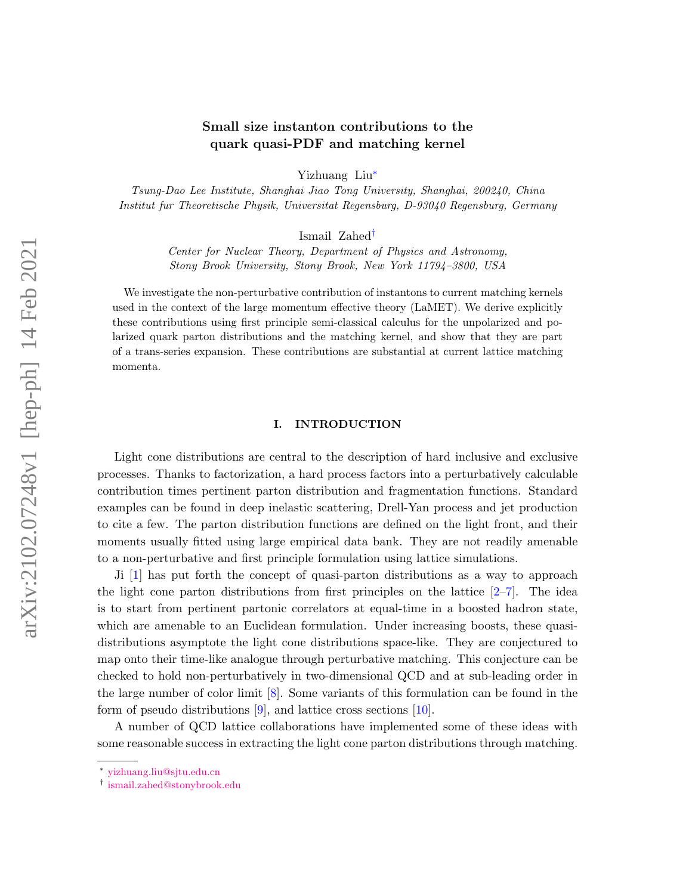# Small size instanton contributions to the quark quasi-PDF and matching kernel

Yizhuang Liu[*]

*Tsung-Dao Lee Institute, Shanghai Jiao Tong University, Shanghai, 200240, China*
*Institut fur Theoretische Physik, Universitat Regensburg, D-93040 Regensburg, Germany*

Ismail Zahed[†]

*Center for Nuclear Theory, Department of Physics and Astronomy,*
*Stony Brook University, Stony Brook, New York 11794–3800, USA*

We investigate the non-perturbative contribution of instantons to current matching kernels used in the context of the large momentum effective theory (LaMET). We derive explicitly these contributions using first principle semi-classical calculus for the unpolarized and polarized quark parton distributions and the matching kernel, and show that they are part of a trans-series expansion. These contributions are substantial at current lattice matching momenta.

## I. INTRODUCTION

Light cone distributions are central to the description of hard inclusive and exclusive processes. Thanks to factorization, a hard process factors into a perturbatively calculable contribution times pertinent parton distribution and fragmentation functions. Standard examples can be found in deep inelastic scattering, Drell-Yan process and jet production to cite a few. The parton distribution functions are defined on the light front, and their moments usually fitted using large empirical data bank. They are not readily amenable to a non-perturbative and first principle formulation using lattice simulations.

Ji [1] has put forth the concept of quasi-parton distributions as a way to approach the light cone parton distributions from first principles on the lattice [2–7]. The idea is to start from pertinent partonic correlators at equal-time in a boosted hadron state, which are amenable to an Euclidean formulation. Under increasing boosts, these quasi-distributions asymptote the light cone distributions space-like. They are conjectured to map onto their time-like analogue through perturbative matching. This conjecture can be checked to hold non-perturbatively in two-dimensional QCD and at sub-leading order in the large number of color limit [8]. Some variants of this formulation can be found in the form of pseudo distributions [9], and lattice cross sections [10].

A number of QCD lattice collaborations have implemented some of these ideas with some reasonable success in extracting the light cone parton distributions through matching.

---

[*] yizhuang.liu@sjtu.edu.cn
[†] ismail.zahed@stonybrook.edu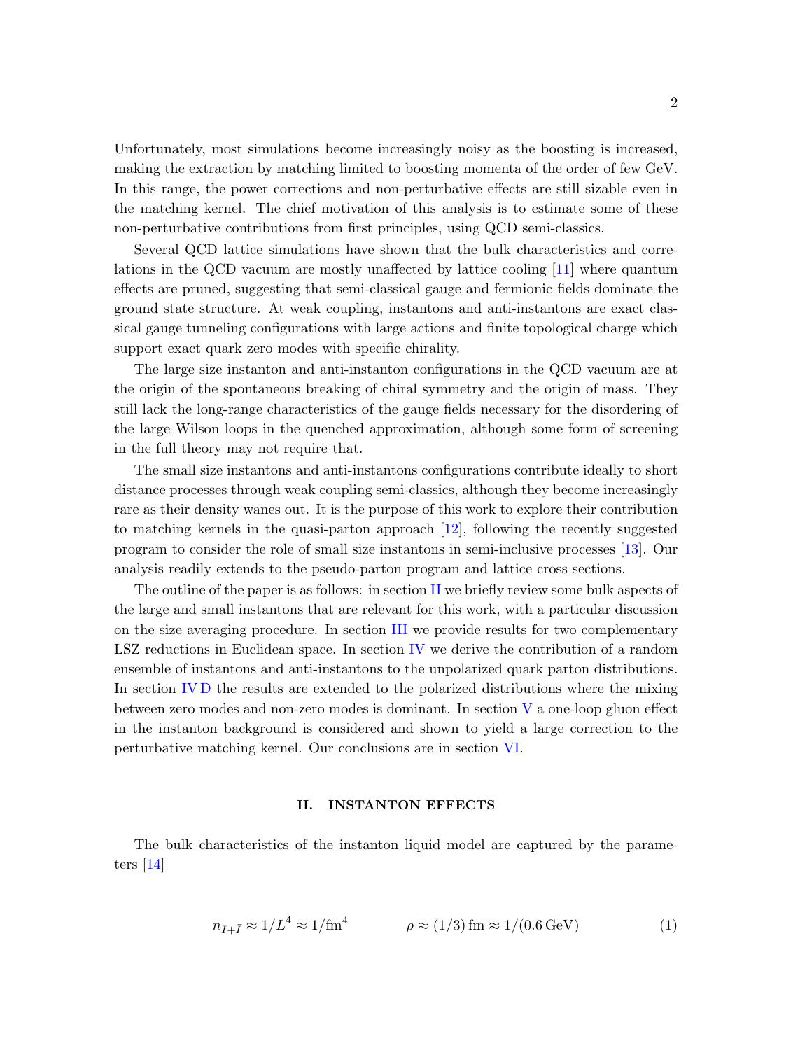Unfortunately, most simulations become increasingly noisy as the boosting is increased, making the extraction by matching limited to boosting momenta of the order of few GeV. In this range, the power corrections and non-perturbative effects are still sizable even in the matching kernel. The chief motivation of this analysis is to estimate some of these non-perturbative contributions from first principles, using QCD semi-classics.

Several QCD lattice simulations have shown that the bulk characteristics and correlations in the QCD vacuum are mostly unaffected by lattice cooling [11] where quantum effects are pruned, suggesting that semi-classical gauge and fermionic fields dominate the ground state structure. At weak coupling, instantons and anti-instantons are exact classical gauge tunneling configurations with large actions and finite topological charge which support exact quark zero modes with specific chirality.

The large size instanton and anti-instanton configurations in the QCD vacuum are at the origin of the spontaneous breaking of chiral symmetry and the origin of mass. They still lack the long-range characteristics of the gauge fields necessary for the disordering of the large Wilson loops in the quenched approximation, although some form of screening in the full theory may not require that.

The small size instantons and anti-instantons configurations contribute ideally to short distance processes through weak coupling semi-classics, although they become increasingly rare as their density wanes out. It is the purpose of this work to explore their contribution to matching kernels in the quasi-parton approach [12], following the recently suggested program to consider the role of small size instantons in semi-inclusive processes [13]. Our analysis readily extends to the pseudo-parton program and lattice cross sections.

The outline of the paper is as follows: in section II we briefly review some bulk aspects of the large and small instantons that are relevant for this work, with a particular discussion on the size averaging procedure. In section III we provide results for two complementary LSZ reductions in Euclidean space. In section IV we derive the contribution of a random ensemble of instantons and anti-instantons to the unpolarized quark parton distributions. In section IV D the results are extended to the polarized distributions where the mixing between zero modes and non-zero modes is dominant. In section V a one-loop gluon effect in the instanton background is considered and shown to yield a large correction to the perturbative matching kernel. Our conclusions are in section VI.

## II. INSTANTON EFFECTS

The bulk characteristics of the instanton liquid model are captured by the parameters [14]

$$n_{I+\bar{I}} \approx 1/L^4 \approx 1/\mathrm{fm}^4 \qquad\qquad \rho \approx (1/3)\,\mathrm{fm} \approx 1/(0.6\,\mathrm{GeV}) \tag{1}$$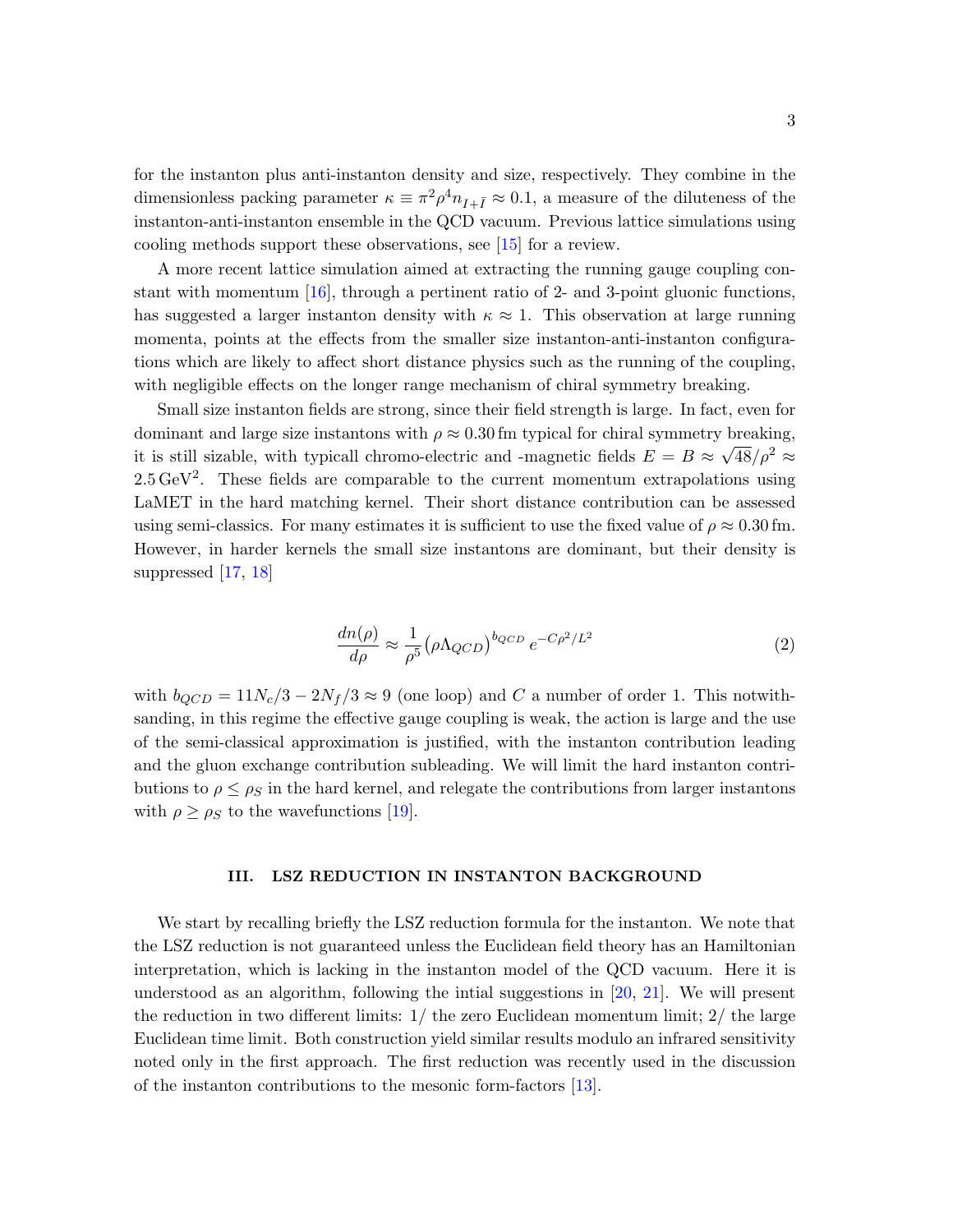for the instanton plus anti-instanton density and size, respectively. They combine in the dimensionless packing parameter $\kappa \equiv \pi^2 \rho^4 n_{I+\bar{I}} \approx 0.1$, a measure of the diluteness of the instanton-anti-instanton ensemble in the QCD vacuum. Previous lattice simulations using cooling methods support these observations, see [15] for a review.

A more recent lattice simulation aimed at extracting the running gauge coupling constant with momentum [16], through a pertinent ratio of 2- and 3-point gluonic functions, has suggested a larger instanton density with $\kappa \approx 1$. This observation at large running momenta, points at the effects from the smaller size instanton-anti-instanton configurations which are likely to affect short distance physics such as the running of the coupling, with negligible effects on the longer range mechanism of chiral symmetry breaking.

Small size instanton fields are strong, since their field strength is large. In fact, even for dominant and large size instantons with $\rho \approx 0.30\,\mathrm{fm}$ typical for chiral symmetry breaking, it is still sizable, with typicall chromo-electric and -magnetic fields $E = B \approx \sqrt{48}/\rho^2 \approx 2.5\,\mathrm{GeV}^2$. These fields are comparable to the current momentum extrapolations using LaMET in the hard matching kernel. Their short distance contribution can be assessed using semi-classics. For many estimates it is sufficient to use the fixed value of $\rho \approx 0.30\,\mathrm{fm}$. However, in harder kernels the small size instantons are dominant, but their density is suppressed [17, 18]

$$\frac{dn(\rho)}{d\rho} \approx \frac{1}{\rho^5} \left(\rho \Lambda_{QCD}\right)^{b_{QCD}} e^{-C\rho^2/L^2} \tag{2}$$

with $b_{QCD} = 11N_c/3 - 2N_f/3 \approx 9$ (one loop) and $C$ a number of order 1. This notwithsanding, in this regime the effective gauge coupling is weak, the action is large and the use of the semi-classical approximation is justified, with the instanton contribution leading and the gluon exchange contribution subleading. We will limit the hard instanton contributions to $\rho \leq \rho_S$ in the hard kernel, and relegate the contributions from larger instantons with $\rho \geq \rho_S$ to the wavefunctions [19].

## III. LSZ REDUCTION IN INSTANTON BACKGROUND

We start by recalling briefly the LSZ reduction formula for the instanton. We note that the LSZ reduction is not guaranteed unless the Euclidean field theory has an Hamiltonian interpretation, which is lacking in the instanton model of the QCD vacuum. Here it is understood as an algorithm, following the intial suggestions in [20, 21]. We will present the reduction in two different limits: 1/ the zero Euclidean momentum limit; 2/ the large Euclidean time limit. Both construction yield similar results modulo an infrared sensitivity noted only in the first approach. The first reduction was recently used in the discussion of the instanton contributions to the mesonic form-factors [13].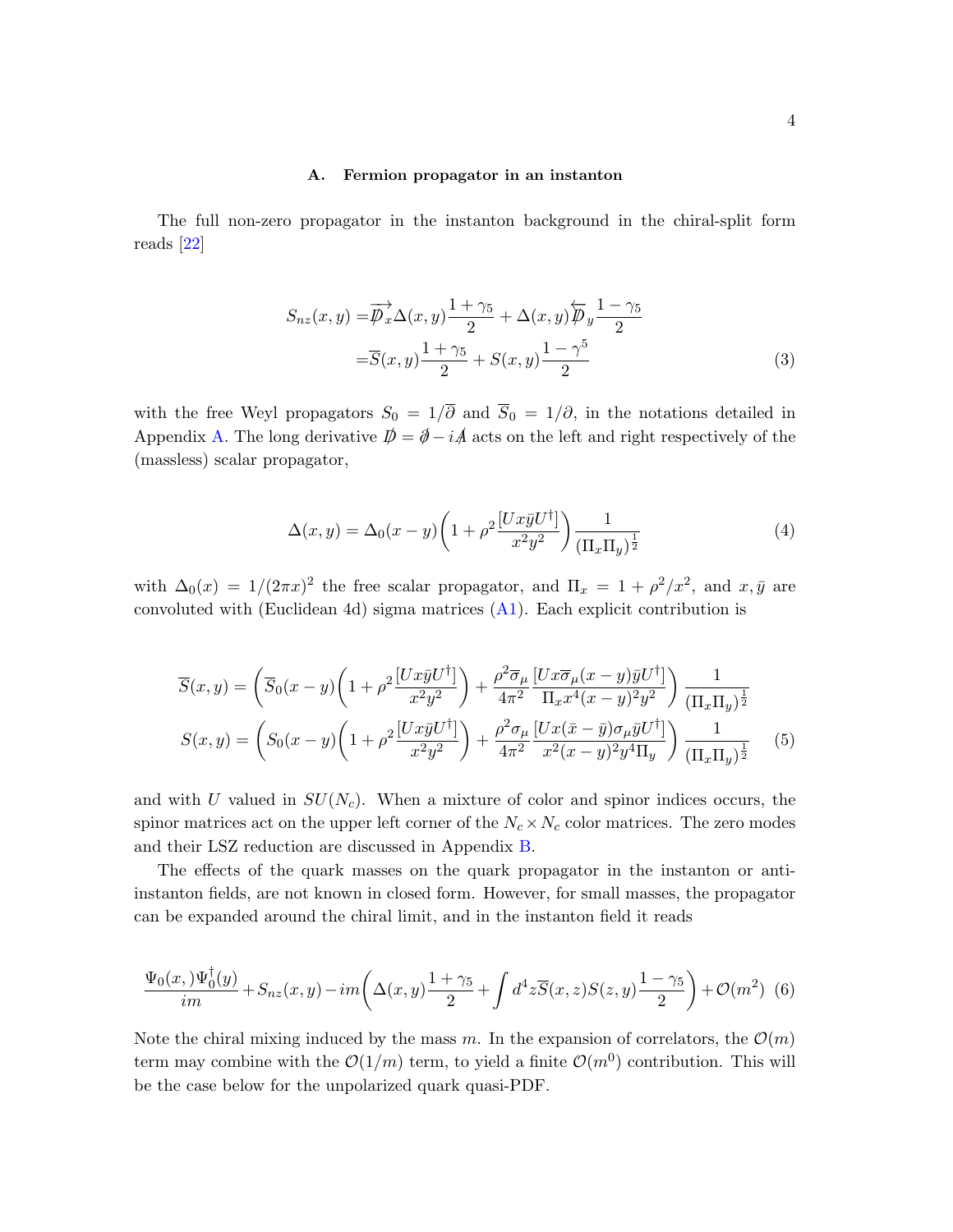### A. Fermion propagator in an instanton

The full non-zero propagator in the instanton background in the chiral-split form reads [22]

$$
\begin{aligned}
S_{nz}(x,y) =& \overrightarrow{\overline{\not{D}}}_x \Delta(x,y) \frac{1+\gamma_5}{2} + \Delta(x,y) \overleftarrow{\not{D}}_y \frac{1-\gamma_5}{2} \\
=& \overline{S}(x,y) \frac{1+\gamma_5}{2} + S(x,y) \frac{1-\gamma^5}{2}
\end{aligned} \tag{3}
$$

with the free Weyl propagators $S_0 = 1/\overline{\partial}$ and $\overline{S}_0 = 1/\partial$, in the notations detailed in Appendix A. The long derivative $\not{D} = \not{\partial} - i\not{A}$ acts on the left and right respectively of the (massless) scalar propagator,

$$
\Delta(x,y) = \Delta_0(x-y) \left( 1 + \rho^2 \frac{[Ux\bar{y}U^\dagger]}{x^2 y^2} \right) \frac{1}{(\Pi_x \Pi_y)^{\frac{1}{2}}} \tag{4}
$$

with $\Delta_0(x) = 1/(2\pi x)^2$ the free scalar propagator, and $\Pi_x = 1 + \rho^2/x^2$, and $x, \bar{y}$ are convoluted with (Euclidean 4d) sigma matrices (A1). Each explicit contribution is

$$
\begin{aligned}
\overline{S}(x,y) &= \left( \overline{S}_0(x-y) \left( 1 + \rho^2 \frac{[Ux\bar{y}U^\dagger]}{x^2 y^2} \right) + \frac{\rho^2 \overline{\sigma}_\mu}{4\pi^2} \frac{[Ux\overline{\sigma}_\mu (x-y)\bar{y}U^\dagger]}{\Pi_x x^4 (x-y)^2 y^2} \right) \frac{1}{(\Pi_x \Pi_y)^{\frac{1}{2}}} \\
S(x,y) &= \left( S_0(x-y) \left( 1 + \rho^2 \frac{[Ux\bar{y}U^\dagger]}{x^2 y^2} \right) + \frac{\rho^2 \sigma_\mu}{4\pi^2} \frac{[Ux(\bar{x}-\bar{y})\sigma_\mu \bar{y}U^\dagger]}{x^2 (x-y)^2 y^4 \Pi_y} \right) \frac{1}{(\Pi_x \Pi_y)^{\frac{1}{2}}}
\end{aligned} \tag{5}
$$

and with $U$ valued in $SU(N_c)$. When a mixture of color and spinor indices occurs, the spinor matrices act on the upper left corner of the $N_c \times N_c$ color matrices. The zero modes and their LSZ reduction are discussed in Appendix B.

The effects of the quark masses on the quark propagator in the instanton or anti-instanton fields, are not known in closed form. However, for small masses, the propagator can be expanded around the chiral limit, and in the instanton field it reads

$$
\frac{\Psi_0(x,)\Psi_0^\dagger(y)}{im} + S_{nz}(x,y) - im \left( \Delta(x,y) \frac{1+\gamma_5}{2} + \int d^4 z \overline{S}(x,z) S(z,y) \frac{1-\gamma_5}{2} \right) + \mathcal{O}(m^2) \tag{6}
$$

Note the chiral mixing induced by the mass $m$. In the expansion of correlators, the $\mathcal{O}(m)$ term may combine with the $\mathcal{O}(1/m)$ term, to yield a finite $\mathcal{O}(m^0)$ contribution. This will be the case below for the unpolarized quark quasi-PDF.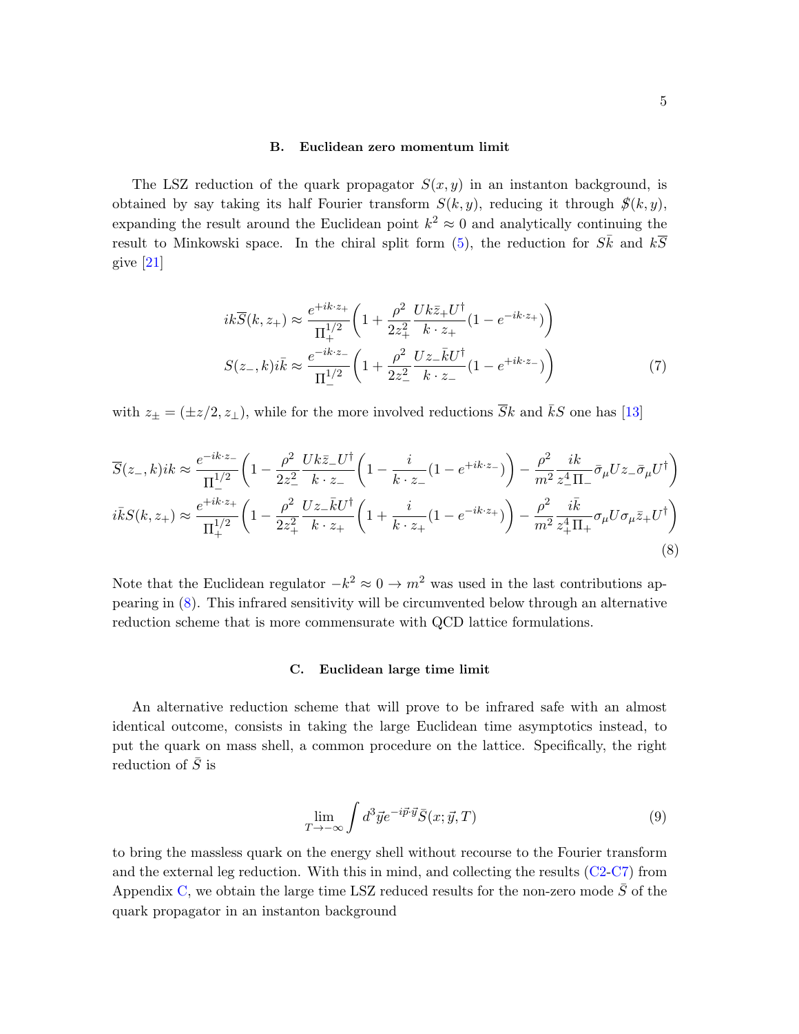### B. Euclidean zero momentum limit

The LSZ reduction of the quark propagator $S(x,y)$ in an instanton background, is obtained by say taking its half Fourier transform $S(k,y)$, reducing it through $\not{S}(k,y)$, expanding the result around the Euclidean point $k^2 \approx 0$ and analytically continuing the result to Minkowski space. In the chiral split form (5), the reduction for $S\bar{k}$ and $k\overline{S}$ give [21]

$$
\begin{aligned}
ik\overline{S}(k,z_+) &\approx \frac{e^{+ik\cdot z_+}}{\Pi_+^{1/2}}\left(1+\frac{\rho^2}{2z_+^2}\frac{Uk\bar{z}_+U^\dagger}{k\cdot z_+}(1-e^{-ik\cdot z_+})\right)\\
S(z_-,k)i\bar{k} &\approx \frac{e^{-ik\cdot z_-}}{\Pi_-^{1/2}}\left(1+\frac{\rho^2}{2z_-^2}\frac{Uz_-\bar{k}U^\dagger}{k\cdot z_-}(1-e^{+ik\cdot z_-})\right)
\end{aligned}
\tag{7}
$$

with $z_\pm = (\pm z/2, z_\perp)$, while for the more involved reductions $\overline{S}k$ and $\bar{k}S$ one has [13]

$$
\begin{aligned}
\overline{S}(z_-,k)ik &\approx \frac{e^{-ik\cdot z_-}}{\Pi_-^{1/2}}\left(1-\frac{\rho^2}{2z_-^2}\frac{Uk\bar{z}_-U^\dagger}{k\cdot z_-}\left(1-\frac{i}{k\cdot z_-}(1-e^{+ik\cdot z_-})\right)-\frac{\rho^2}{m^2}\frac{ik}{z_-^4\Pi_-}\bar{\sigma}_\mu U z_-\bar{\sigma}_\mu U^\dagger\right)\\
i\bar{k}S(k,z_+) &\approx \frac{e^{+ik\cdot z_+}}{\Pi_+^{1/2}}\left(1-\frac{\rho^2}{2z_+^2}\frac{Uz_-\bar{k}U^\dagger}{k\cdot z_+}\left(1+\frac{i}{k\cdot z_+}(1-e^{-ik\cdot z_+})\right)-\frac{\rho^2}{m^2}\frac{i\bar{k}}{z_+^4\Pi_+}\sigma_\mu U\sigma_\mu \bar{z}_+U^\dagger\right)
\end{aligned}
\tag{8}
$$

Note that the Euclidean regulator $-k^2 \approx 0 \to m^2$ was used in the last contributions appearing in (8). This infrared sensitivity will be circumvented below through an alternative reduction scheme that is more commensurate with QCD lattice formulations.

### C. Euclidean large time limit

An alternative reduction scheme that will prove to be infrared safe with an almost identical outcome, consists in taking the large Euclidean time asymptotics instead, to put the quark on mass shell, a common procedure on the lattice. Specifically, the right reduction of $\bar{S}$ is

$$
\lim_{T\to-\infty}\int d^3\vec{y}e^{-i\vec{p}\cdot\vec{y}}\bar{S}(x;\vec{y},T)
\tag{9}
$$

to bring the massless quark on the energy shell without recourse to the Fourier transform and the external leg reduction. With this in mind, and collecting the results (C2-C7) from Appendix C, we obtain the large time LSZ reduced results for the non-zero mode $\bar{S}$ of the quark propagator in an instanton background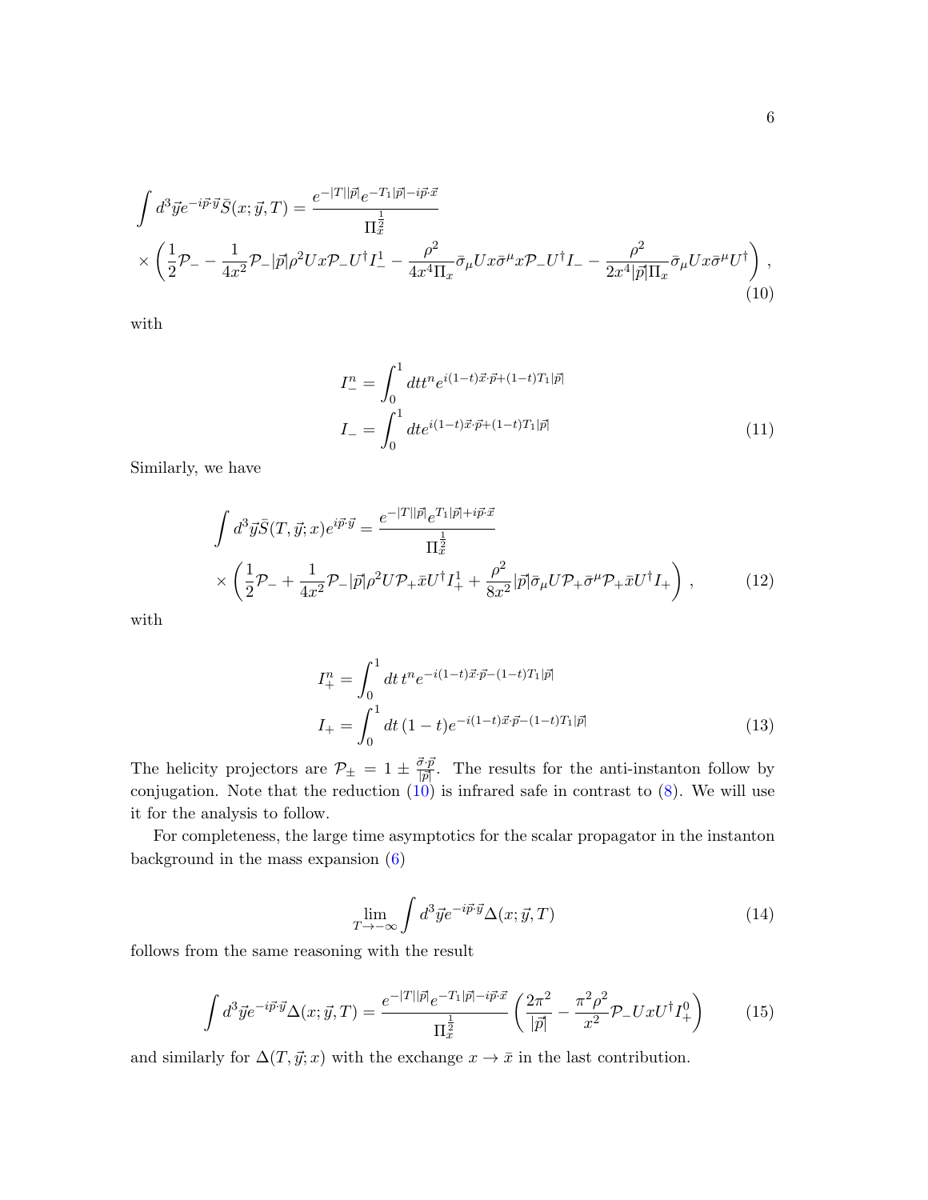$$
\int d^3\vec{y} e^{-i\vec{p}\cdot\vec{y}} \bar{S}(x;\vec{y},T) = \frac{e^{-|T||\vec{p}|}e^{-T_1|\vec{p}|-i\vec{p}\cdot\vec{x}}}{\Pi_x^{\frac{1}{2}}}
$$

$$
\times \left( \frac{1}{2}\mathcal{P}_- - \frac{1}{4x^2}\mathcal{P}_-|\vec{p}|\rho^2 U x \mathcal{P}_- U^\dagger I_-^1 - \frac{\rho^2}{4x^4\Pi_x}\bar{\sigma}_\mu U x \bar{\sigma}^\mu x \mathcal{P}_- U^\dagger I_- - \frac{\rho^2}{2x^4|\vec{p}|\Pi_x}\bar{\sigma}_\mu U x \bar{\sigma}^\mu U^\dagger \right) , \tag{10}
$$

with

$$
\begin{aligned}
I_-^n &= \int_0^1 dt t^n e^{i(1-t)\vec{x}\cdot\vec{p}+(1-t)T_1|\vec{p}|} \\
I_- &= \int_0^1 dt e^{i(1-t)\vec{x}\cdot\vec{p}+(1-t)T_1|\vec{p}|}
\end{aligned} \tag{11}
$$

Similarly, we have

$$
\int d^3\vec{y} \bar{S}(T,\vec{y};x) e^{i\vec{p}\cdot\vec{y}} = \frac{e^{-|T||\vec{p}|}e^{T_1|\vec{p}|+i\vec{p}\cdot\vec{x}}}{\Pi_{\bar{x}}^{\frac{1}{2}}}
$$

$$
\times \left( \frac{1}{2}\mathcal{P}_- + \frac{1}{4x^2}\mathcal{P}_-|\vec{p}|\rho^2 U \mathcal{P}_+ \bar{x} U^\dagger I_+^1 + \frac{\rho^2}{8x^2}|\vec{p}|\bar{\sigma}_\mu U \mathcal{P}_+ \bar{\sigma}^\mu \mathcal{P}_+ \bar{x} U^\dagger I_+ \right) , \tag{12}
$$

with

$$
\begin{aligned}
I_+^n &= \int_0^1 dt\, t^n e^{-i(1-t)\vec{x}\cdot\vec{p}-(1-t)T_1|\vec{p}|} \\
I_+ &= \int_0^1 dt\, (1-t) e^{-i(1-t)\vec{x}\cdot\vec{p}-(1-t)T_1|\vec{p}|}
\end{aligned} \tag{13}
$$

The helicity projectors are $\mathcal{P}_\pm = 1 \pm \frac{\vec{\sigma}\cdot\vec{p}}{|\vec{p}|}$. The results for the anti-instanton follow by conjugation. Note that the reduction (10) is infrared safe in contrast to (8). We will use it for the analysis to follow.

For completeness, the large time asymptotics for the scalar propagator in the instanton background in the mass expansion (6)

$$
\lim_{T\to-\infty} \int d^3\vec{y} e^{-i\vec{p}\cdot\vec{y}} \Delta(x;\vec{y},T) \tag{14}
$$

follows from the same reasoning with the result

$$
\int d^3\vec{y} e^{-i\vec{p}\cdot\vec{y}} \Delta(x;\vec{y},T) = \frac{e^{-|T||\vec{p}|}e^{-T_1|\vec{p}|-i\vec{p}\cdot\vec{x}}}{\Pi_x^{\frac{1}{2}}} \left( \frac{2\pi^2}{|\vec{p}|} - \frac{\pi^2\rho^2}{x^2}\mathcal{P}_- U x U^\dagger I_+^0 \right) \tag{15}
$$

and similarly for $\Delta(T,\vec{y};x)$ with the exchange $x \to \bar{x}$ in the last contribution.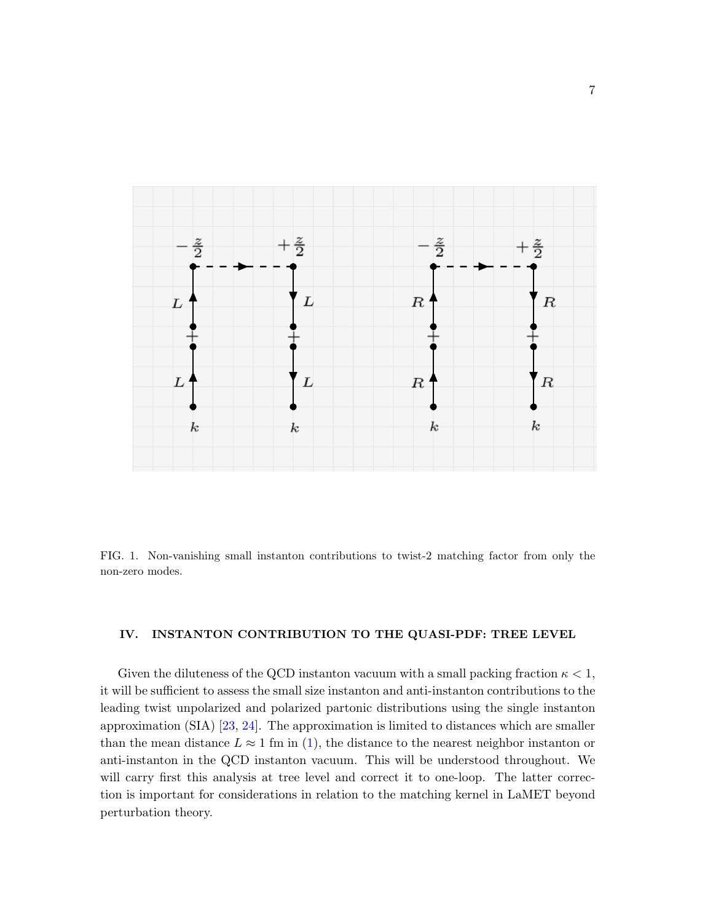FIG. 1. Non-vanishing small instanton contributions to twist-2 matching factor from only the non-zero modes.

## IV. INSTANTON CONTRIBUTION TO THE QUASI-PDF: TREE LEVEL

Given the diluteness of the QCD instanton vacuum with a small packing fraction $\kappa < 1$, it will be sufficient to assess the small size instanton and anti-instanton contributions to the leading twist unpolarized and polarized partonic distributions using the single instanton approximation (SIA) [23, 24]. The approximation is limited to distances which are smaller than the mean distance $L \approx 1$ fm in (1), the distance to the nearest neighbor instanton or anti-instanton in the QCD instanton vacuum. This will be understood throughout. We will carry first this analysis at tree level and correct it to one-loop. The latter correction is important for considerations in relation to the matching kernel in LaMET beyond perturbation theory.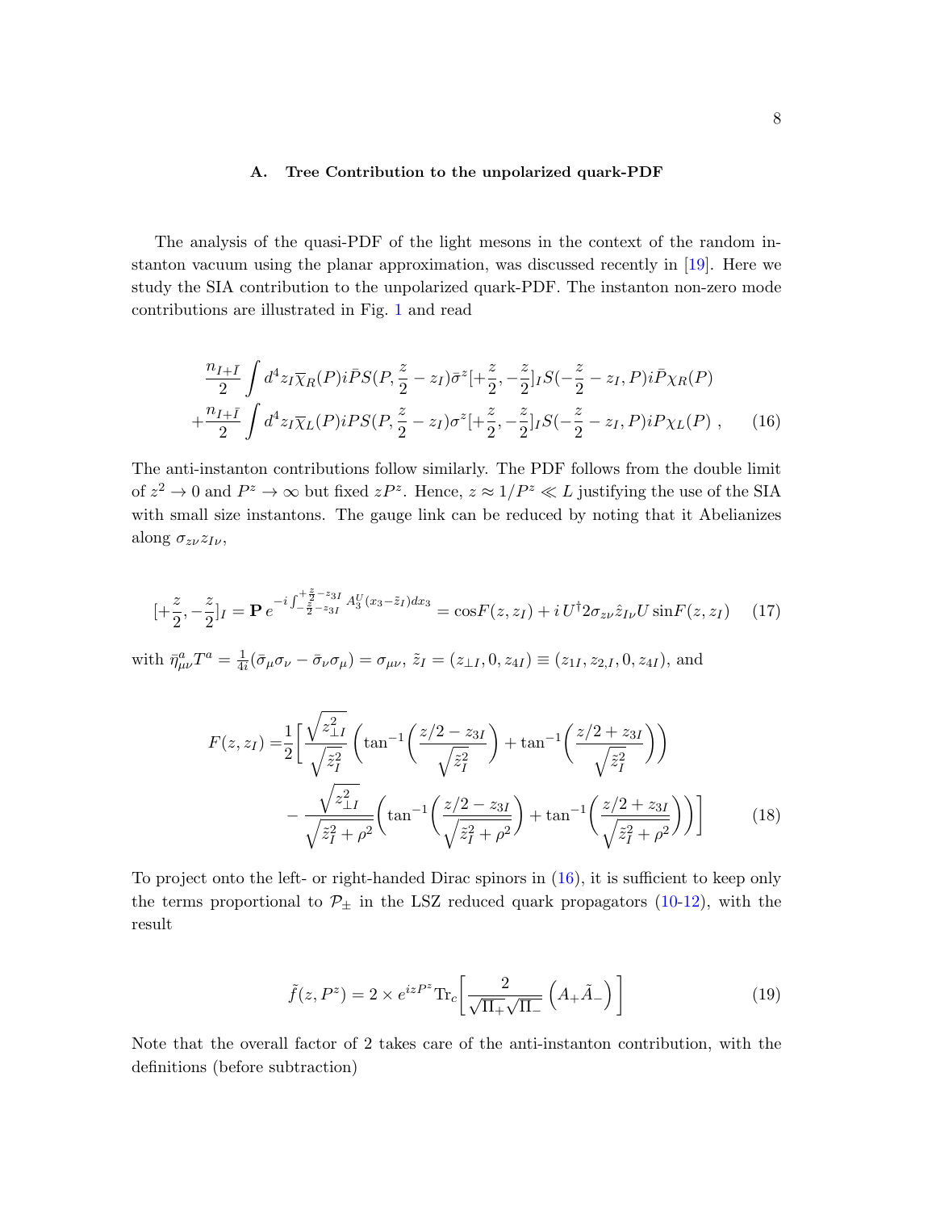### A. Tree Contribution to the unpolarized quark-PDF

The analysis of the quasi-PDF of the light mesons in the context of the random instanton vacuum using the planar approximation, was discussed recently in [19]. Here we study the SIA contribution to the unpolarized quark-PDF. The instanton non-zero mode contributions are illustrated in Fig. 1 and read

$$
\begin{aligned}
&\frac{n_{I+\bar{I}}}{2}\int d^4z_I\overline{\chi}_R(P)i\bar{P}S(P,\frac{z}{2}-z_I)\bar{\sigma}^z[+\frac{z}{2},-\frac{z}{2}]_IS(-\frac{z}{2}-z_I,P)i\bar{P}\chi_R(P)\\
+&\frac{n_{I+\bar{I}}}{2}\int d^4z_I\overline{\chi}_L(P)iPS(P,\frac{z}{2}-z_I)\sigma^z[+\frac{z}{2},-\frac{z}{2}]_IS(-\frac{z}{2}-z_I,P)iP\chi_L(P)\ , \qquad (16)
\end{aligned}
$$

The anti-instanton contributions follow similarly. The PDF follows from the double limit of $z^2\to 0$ and $P^z\to\infty$ but fixed $zP^z$. Hence, $z\approx 1/P^z\ll L$ justifying the use of the SIA with small size instantons. The gauge link can be reduced by noting that it Abelianizes along $\sigma_{z\nu}z_{I\nu}$,

$$
[+\frac{z}{2},-\frac{z}{2}]_I=\mathbf{P}\,e^{-i\int_{-\frac{z}{2}-z_{3I}}^{+\frac{z}{2}-z_{3I}}A_3^U(x_3-\tilde{z}_I)dx_3}=\cos F(z,z_I)+i\,U^\dagger 2\sigma_{z\nu}\hat{z}_{I\nu}U\sin F(z,z_I) \qquad (17)
$$

with $\bar{\eta}^a_{\mu\nu}T^a=\frac{1}{4i}(\bar{\sigma}_\mu\sigma_\nu-\bar{\sigma}_\nu\sigma_\mu)=\sigma_{\mu\nu}$, $\tilde{z}_I=(z_{\perp I},0,z_{4I})\equiv(z_{1I},z_{2,I},0,z_{4I})$, and

$$
\begin{aligned}
F(z,z_I)=&\frac{1}{2}\Bigg[\frac{\sqrt{z_{\perp I}^2}}{\sqrt{\tilde{z}_I^2}}\left(\tan^{-1}\!\left(\frac{z/2-z_{3I}}{\sqrt{\tilde{z}_I^2}}\right)+\tan^{-1}\!\left(\frac{z/2+z_{3I}}{\sqrt{\tilde{z}_I^2}}\right)\right)\\
&-\frac{\sqrt{z_{\perp I}^2}}{\sqrt{\tilde{z}_I^2+\rho^2}}\left(\tan^{-1}\!\left(\frac{z/2-z_{3I}}{\sqrt{\tilde{z}_I^2+\rho^2}}\right)+\tan^{-1}\!\left(\frac{z/2+z_{3I}}{\sqrt{\tilde{z}_I^2+\rho^2}}\right)\right)\Bigg] \qquad (18)
\end{aligned}
$$

To project onto the left- or right-handed Dirac spinors in (16), it is sufficient to keep only the terms proportional to $\mathcal{P}_\pm$ in the LSZ reduced quark propagators (10-12), with the result

$$
\tilde{f}(z,P^z)=2\times e^{izP^z}\mathrm{Tr}_c\left[\frac{2}{\sqrt{\Pi_+}\sqrt{\Pi_-}}\left(A_+\tilde{A}_-\right)\right] \qquad (19)
$$

Note that the overall factor of 2 takes care of the anti-instanton contribution, with the definitions (before subtraction)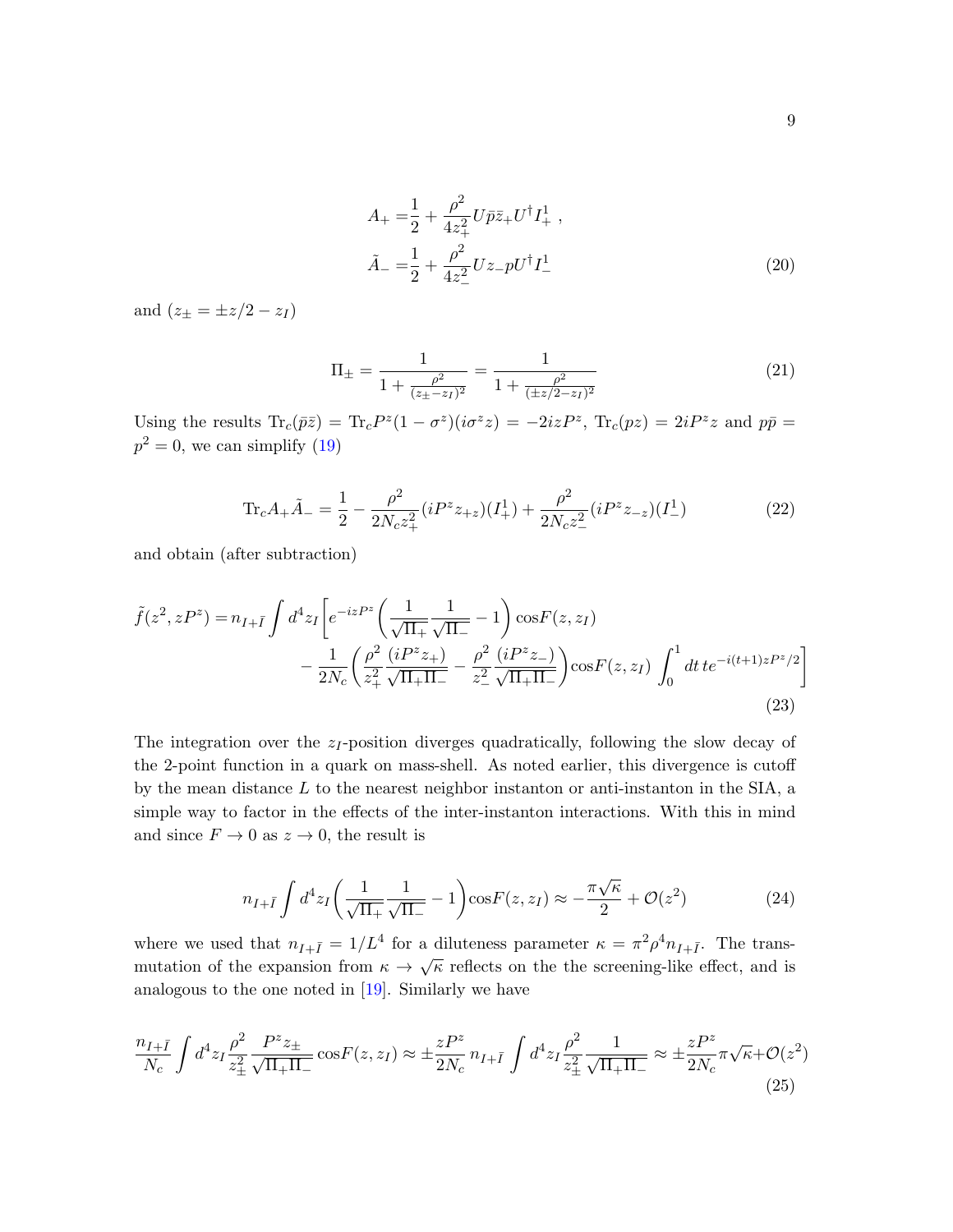$$
\begin{aligned}
A_+ =& \frac{1}{2} + \frac{\rho^2}{4z_+^2} U \bar{p} \bar{z}_+ U^\dagger I_+^1 \ , \\
\tilde{A}_- =& \frac{1}{2} + \frac{\rho^2}{4z_-^2} U z_- p U^\dagger I_-^1
\end{aligned}
\tag{20}
$$

and ($z_\pm = \pm z/2 - z_I$)

$$
\Pi_\pm = \frac{1}{1+\frac{\rho^2}{(z_\pm - z_I)^2}} = \frac{1}{1+\frac{\rho^2}{(\pm z/2 - z_I)^2}}
\tag{21}
$$

Using the results $\mathrm{Tr}_c(\bar{p}\bar{z}) = \mathrm{Tr}_c P^z(1-\sigma^z)(i\sigma^z z) = -2izP^z$, $\mathrm{Tr}_c(pz) = 2iP^z z$ and $p\bar{p} = p^2 = 0$, we can simplify (19)

$$
\mathrm{Tr}_c A_+ \tilde{A}_- = \frac{1}{2} - \frac{\rho^2}{2N_c z_+^2}(iP^z z_{+z})(I_+^1) + \frac{\rho^2}{2N_c z_-^2}(iP^z z_{-z})(I_-^1)
\tag{22}
$$

and obtain (after subtraction)

$$
\begin{aligned}
\tilde{f}(z^2, zP^z) =& n_{I+\bar{I}} \int d^4 z_I \bigg[ e^{-izP^z}\left(\frac{1}{\sqrt{\Pi_+}}\frac{1}{\sqrt{\Pi_-}} - 1\right)\cos F(z, z_I) \\
& - \frac{1}{2N_c}\left(\frac{\rho^2}{z_+^2}\frac{(iP^z z_+)}{\sqrt{\Pi_+\Pi_-}} - \frac{\rho^2}{z_-^2}\frac{(iP^z z_-)}{\sqrt{\Pi_+\Pi_-}}\right)\cos F(z, z_I) \int_0^1 dt\, t e^{-i(t+1)zP^z/2}\bigg]
\end{aligned}
\tag{23}
$$

The integration over the $z_I$-position diverges quadratically, following the slow decay of the 2-point function in a quark on mass-shell. As noted earlier, this divergence is cutoff by the mean distance $L$ to the nearest neighbor instanton or anti-instanton in the SIA, a simple way to factor in the effects of the inter-instanton interactions. With this in mind and since $F \to 0$ as $z \to 0$, the result is

$$
n_{I+\bar{I}} \int d^4 z_I \left(\frac{1}{\sqrt{\Pi_+}}\frac{1}{\sqrt{\Pi_-}} - 1\right)\cos F(z, z_I) \approx -\frac{\pi\sqrt{\kappa}}{2} + \mathcal{O}(z^2)
\tag{24}
$$

where we used that $n_{I+\bar{I}} = 1/L^4$ for a diluteness parameter $\kappa = \pi^2\rho^4 n_{I+\bar{I}}$. The transmutation of the expansion from $\kappa \to \sqrt{\kappa}$ reflects on the the screening-like effect, and is analogous to the one noted in [19]. Similarly we have

$$
\frac{n_{I+\bar{I}}}{N_c}\int d^4 z_I \frac{\rho^2}{z_\pm^2}\frac{P^z z_\pm}{\sqrt{\Pi_+\Pi_-}}\cos F(z, z_I) \approx \pm\frac{zP^z}{2N_c} n_{I+\bar{I}}\int d^4 z_I \frac{\rho^2}{z_\pm^2}\frac{1}{\sqrt{\Pi_+\Pi_-}} \approx \pm\frac{zP^z}{2N_c}\pi\sqrt{\kappa} + \mathcal{O}(z^2)
\tag{25}
$$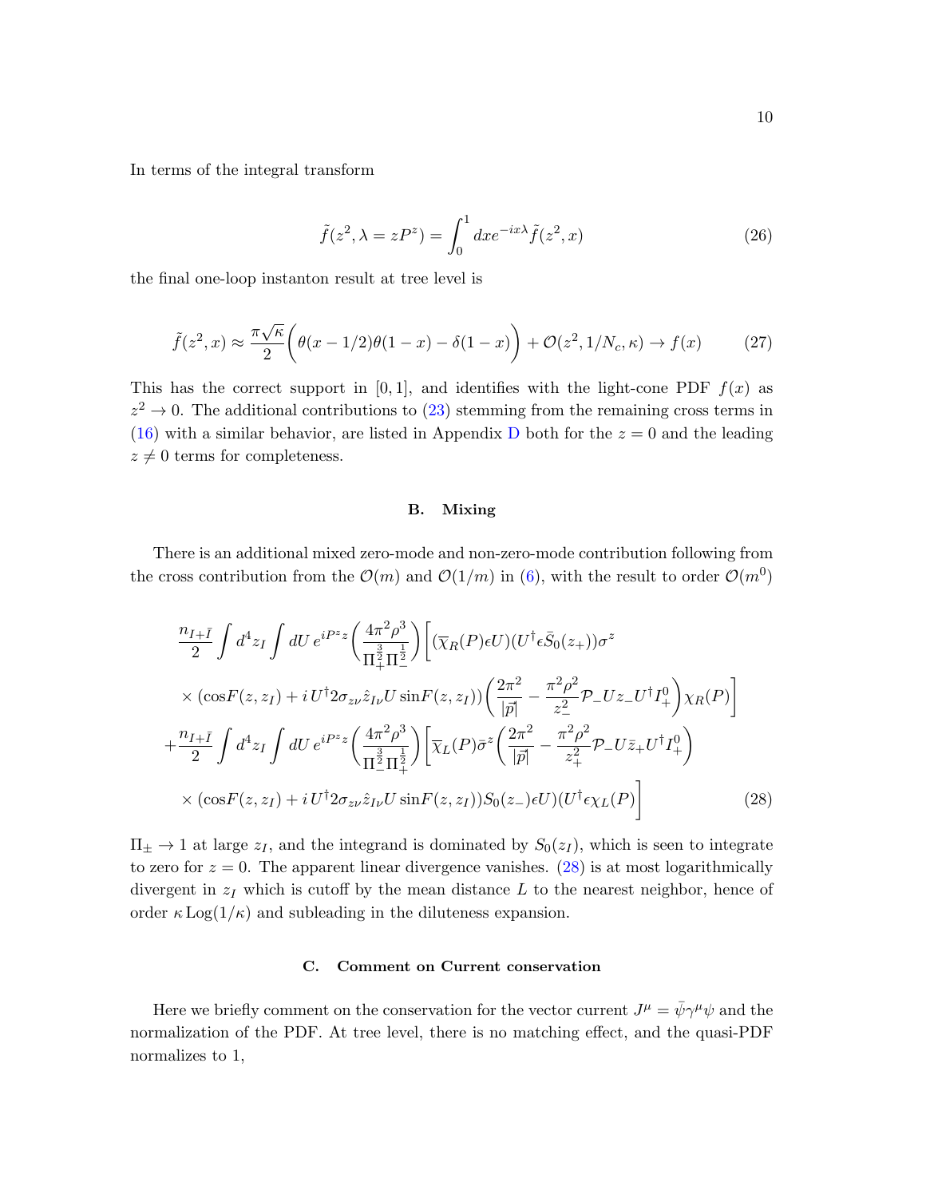In terms of the integral transform

$$\tilde{f}(z^2, \lambda = zP^z) = \int_0^1 dx e^{-ix\lambda} \tilde{f}(z^2, x) \tag{26}$$

the final one-loop instanton result at tree level is

$$\tilde{f}(z^2, x) \approx \frac{\pi\sqrt{\kappa}}{2}\bigg(\theta(x-1/2)\theta(1-x) - \delta(1-x)\bigg) + \mathcal{O}(z^2, 1/N_c, \kappa) \rightarrow f(x) \tag{27}$$

This has the correct support in $[0,1]$, and identifies with the light-cone PDF $f(x)$ as $z^2 \to 0$. The additional contributions to (23) stemming from the remaining cross terms in (16) with a similar behavior, are listed in Appendix D both for the $z = 0$ and the leading $z \neq 0$ terms for completeness.

### B. Mixing

There is an additional mixed zero-mode and non-zero-mode contribution following from the cross contribution from the $\mathcal{O}(m)$ and $\mathcal{O}(1/m)$ in (6), with the result to order $\mathcal{O}(m^0)$

$$\begin{aligned}
&\frac{n_{I+\bar{I}}}{2}\int d^4z_I \int dU\, e^{iP^z z}\bigg(\frac{4\pi^2\rho^3}{\Pi_+^{\frac{3}{2}}\Pi_-^{\frac{1}{2}}}\bigg)\bigg[(\overline{\chi}_R(P)\epsilon U)(U^\dagger \epsilon \bar{S}_0(z_+))\sigma^z \\
&\times(\cos F(z, z_I) + i\, U^\dagger 2\sigma_{z\nu}\hat{z}_{I\nu} U \sin F(z, z_I))\bigg(\frac{2\pi^2}{|\vec{p}|} - \frac{\pi^2\rho^2}{z_-^2}\mathcal{P}_- U z_- U^\dagger I_+^0\bigg)\chi_R(P)\bigg] \\
&+\frac{n_{I+\bar{I}}}{2}\int d^4z_I \int dU\, e^{iP^z z}\bigg(\frac{4\pi^2\rho^3}{\Pi_-^{\frac{3}{2}}\Pi_+^{\frac{1}{2}}}\bigg)\bigg[\overline{\chi}_L(P)\bar{\sigma}^z\bigg(\frac{2\pi^2}{|\vec{p}|} - \frac{\pi^2\rho^2}{z_+^2}\mathcal{P}_- U \bar{z}_+ U^\dagger I_+^0\bigg) \\
&\times(\cos F(z, z_I) + i\, U^\dagger 2\sigma_{z\nu}\hat{z}_{I\nu} U \sin F(z, z_I)) S_0(z_-)\epsilon U)(U^\dagger \epsilon \chi_L(P)\bigg]
\end{aligned} \tag{28}$$

$\Pi_\pm \to 1$ at large $z_I$, and the integrand is dominated by $S_0(z_I)$, which is seen to integrate to zero for $z = 0$. The apparent linear divergence vanishes. (28) is at most logarithmically divergent in $z_I$ which is cutoff by the mean distance $L$ to the nearest neighbor, hence of order $\kappa\,\mathrm{Log}(1/\kappa)$ and subleading in the diluteness expansion.

### C. Comment on Current conservation

Here we briefly comment on the conservation for the vector current $J^\mu = \bar{\psi}\gamma^\mu\psi$ and the normalization of the PDF. At tree level, there is no matching effect, and the quasi-PDF normalizes to 1,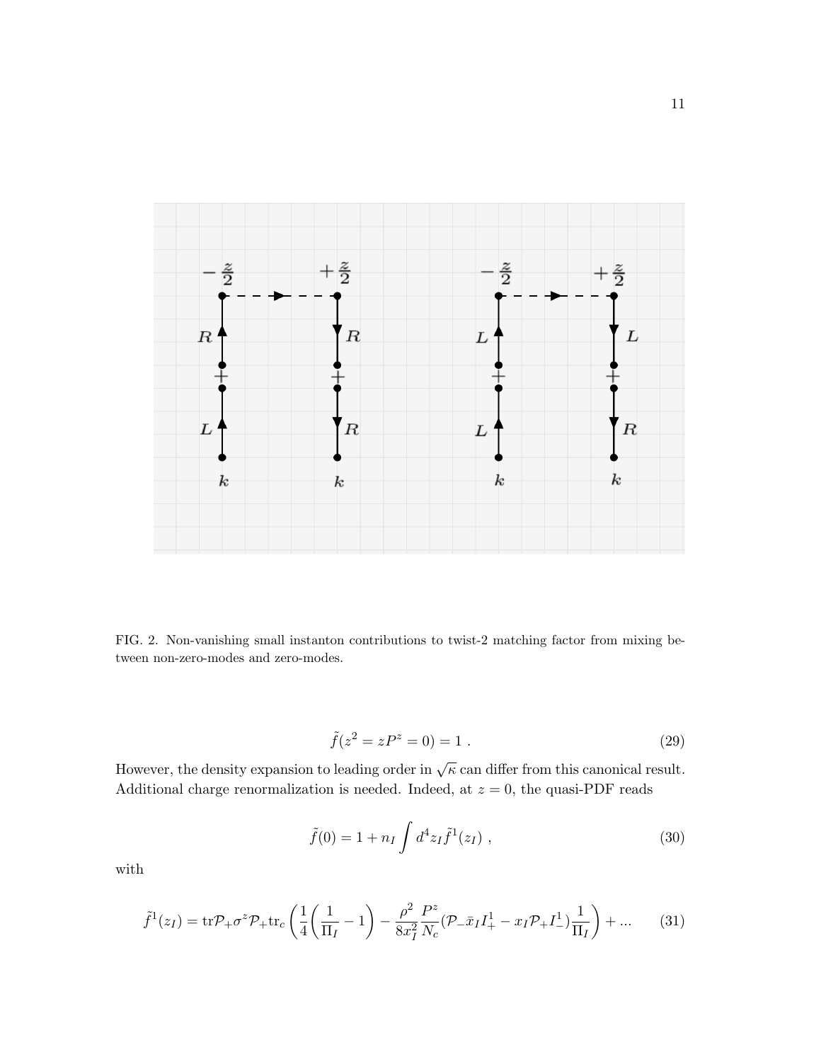FIG. 2. Non-vanishing small instanton contributions to twist-2 matching factor from mixing between non-zero-modes and zero-modes.

$$\tilde{f}(z^2 = zP^z = 0) = 1 \ . \tag{29}$$

However, the density expansion to leading order in $\sqrt{\kappa}$ can differ from this canonical result. Additional charge renormalization is needed. Indeed, at $z = 0$, the quasi-PDF reads

$$\tilde{f}(0) = 1 + n_I \int d^4 z_I \tilde{f}^1(z_I) \ , \tag{30}$$

with

$$\tilde{f}^1(z_I) = \mathrm{tr}\mathcal{P}_+\sigma^z\mathcal{P}_+\mathrm{tr}_c\left(\frac{1}{4}\left(\frac{1}{\Pi_I} - 1\right) - \frac{\rho^2}{8x_I^2}\frac{P^z}{N_c}(\mathcal{P}_-\bar{x}_I I_+^1 - x_I\mathcal{P}_+ I_-^1)\frac{1}{\Pi_I}\right) + ... \tag{31}$$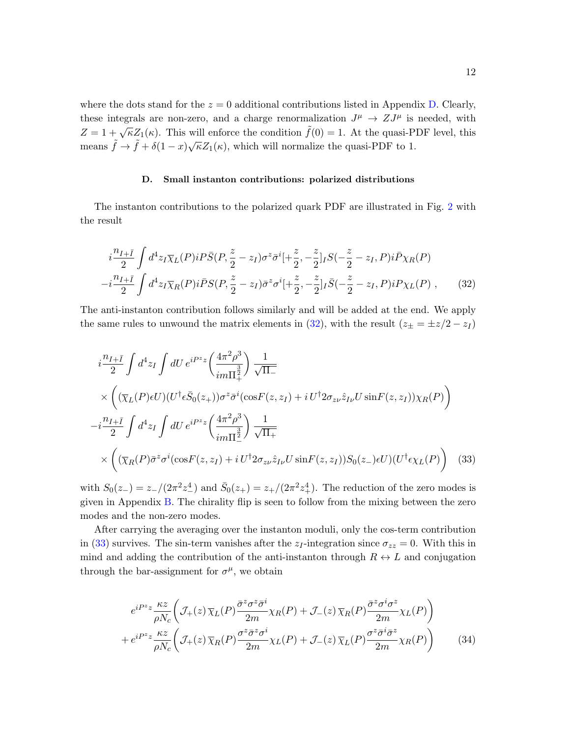where the dots stand for the $z = 0$ additional contributions listed in Appendix D. Clearly, these integrals are non-zero, and a charge renormalization $J^\mu \to ZJ^\mu$ is needed, with $Z = 1 + \sqrt{\kappa}Z_1(\kappa)$. This will enforce the condition $\tilde{f}(0) = 1$. At the quasi-PDF level, this means $\tilde{f} \to \tilde{f} + \delta(1-x)\sqrt{\kappa}Z_1(\kappa)$, which will normalize the quasi-PDF to 1.

### D. Small instanton contributions: polarized distributions

The instanton contributions to the polarized quark PDF are illustrated in Fig. 2 with the result

$$
\begin{aligned}
&i\frac{n_{I+\bar{I}}}{2}\int d^4 z_I \overline{\chi}_L(P) i P \bar{S}(P, \frac{z}{2} - z_I)\sigma^z\bar{\sigma}^i[+\frac{z}{2}, -\frac{z}{2}]_I S(-\frac{z}{2} - z_I, P) i\bar{P}\chi_R(P) \\
&-i\frac{n_{I+\bar{I}}}{2}\int d^4 z_I \overline{\chi}_R(P) i\bar{P} S(P, \frac{z}{2} - z_I)\bar{\sigma}^z\sigma^i[+\frac{z}{2}, -\frac{z}{2}]_I \bar{S}(-\frac{z}{2} - z_I, P) i P\chi_L(P) ,
\end{aligned}
\tag{32}
$$

The anti-instanton contribution follows similarly and will be added at the end. We apply the same rules to unwound the matrix elements in (32), with the result ($z_\pm = \pm z/2 - z_I$)

$$
\begin{aligned}
&i\frac{n_{I+\bar{I}}}{2}\int d^4 z_I \int dU\, e^{iP^z z}\left(\frac{4\pi^2\rho^3}{im\Pi_+^{\frac{3}{2}}}\right)\frac{1}{\sqrt{\Pi_-}} \\
&\times\left((\overline{\chi}_L(P)\epsilon U)(U^\dagger\epsilon\bar{S}_0(z_+))\sigma^z\bar{\sigma}^i(\cos F(z, z_I) + i\, U^\dagger 2\sigma_{z\nu}\hat{z}_{I\nu}U\sin F(z, z_I))\chi_R(P)\right) \\
&-i\frac{n_{I+\bar{I}}}{2}\int d^4 z_I \int dU\, e^{iP^z z}\left(\frac{4\pi^2\rho^3}{im\Pi_-^{\frac{3}{2}}}\right)\frac{1}{\sqrt{\Pi_+}} \\
&\times\left((\overline{\chi}_R(P)\bar{\sigma}^z\sigma^i(\cos F(z, z_I) + i\, U^\dagger 2\sigma_{z\nu}\hat{z}_{I\nu}U\sin F(z, z_I))S_0(z_-)\epsilon U)(U^\dagger\epsilon\chi_L(P)\right)
\end{aligned}
\tag{33}
$$

with $S_0(z_-) = z_-/(2\pi^2 z_-^4)$ and $\bar{S}_0(z_+) = z_+/(2\pi^2 z_+^4)$. The reduction of the zero modes is given in Appendix B. The chirality flip is seen to follow from the mixing between the zero modes and the non-zero modes.

After carrying the averaging over the instanton moduli, only the cos-term contribution in (33) survives. The sin-term vanishes after the $z_I$-integration since $\sigma_{zz} = 0$. With this in mind and adding the contribution of the anti-instanton through $R \leftrightarrow L$ and conjugation through the bar-assignment for $\sigma^\mu$, we obtain

$$
\begin{aligned}
&e^{iP^z z}\frac{\kappa z}{\rho N_c}\left(\mathcal{J}_+(z)\,\overline{\chi}_L(P)\frac{\bar{\sigma}^z\sigma^z\bar{\sigma}^i}{2m}\chi_R(P) + \mathcal{J}_-(z)\,\overline{\chi}_R(P)\frac{\bar{\sigma}^z\sigma^i\sigma^z}{2m}\chi_L(P)\right) \\
&+ e^{iP^z z}\frac{\kappa z}{\rho N_c}\left(\mathcal{J}_+(z)\,\overline{\chi}_R(P)\frac{\sigma^z\bar{\sigma}^z\sigma^i}{2m}\chi_L(P) + \mathcal{J}_-(z)\,\overline{\chi}_L(P)\frac{\sigma^z\bar{\sigma}^i\bar{\sigma}^z}{2m}\chi_R(P)\right)
\end{aligned}
\tag{34}
$$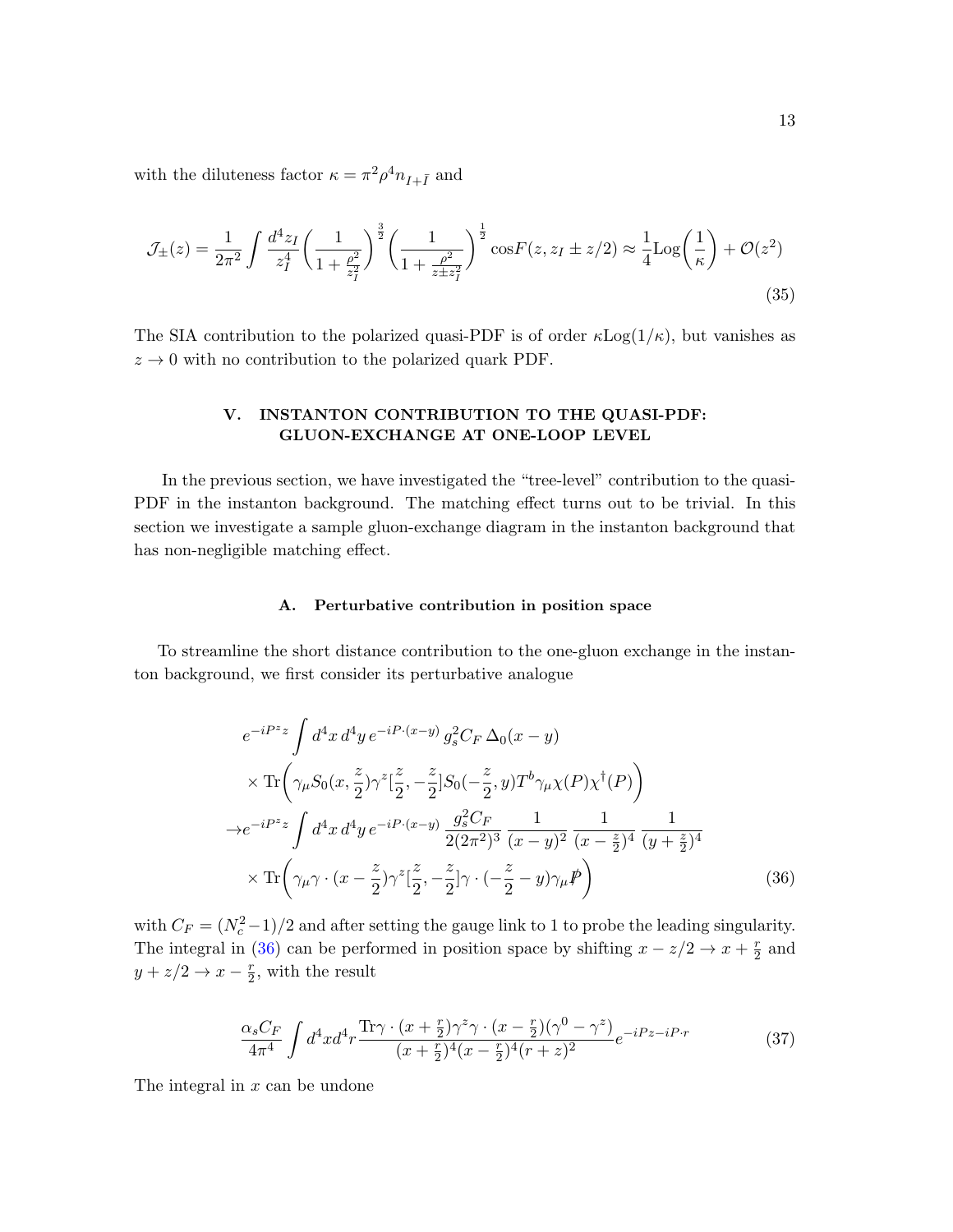with the diluteness factor $\kappa = \pi^2\rho^4 n_{I+\bar{I}}$ and

$$
\mathcal{J}_{\pm}(z) = \frac{1}{2\pi^2}\int \frac{d^4 z_I}{z_I^4}\left(\frac{1}{1+\frac{\rho^2}{z_I^2}}\right)^{\frac{3}{2}}\left(\frac{1}{1+\frac{\rho^2}{z\pm z_I^2}}\right)^{\frac{1}{2}}\cos F(z, z_I \pm z/2) \approx \frac{1}{4}\mathrm{Log}\left(\frac{1}{\kappa}\right) + \mathcal{O}(z^2) \tag{35}
$$

The SIA contribution to the polarized quasi-PDF is of order $\kappa\mathrm{Log}(1/\kappa)$, but vanishes as $z \to 0$ with no contribution to the polarized quark PDF.

## V. INSTANTON CONTRIBUTION TO THE QUASI-PDF: GLUON-EXCHANGE AT ONE-LOOP LEVEL

In the previous section, we have investigated the "tree-level" contribution to the quasi-PDF in the instanton background. The matching effect turns out to be trivial. In this section we investigate a sample gluon-exchange diagram in the instanton background that has non-negligible matching effect.

### A. Perturbative contribution in position space

To streamline the short distance contribution to the one-gluon exchange in the instanton background, we first consider its perturbative analogue

$$
\begin{aligned}
& e^{-iP^z z}\int d^4x\, d^4y\, e^{-iP\cdot(x-y)}\, g_s^2 C_F\, \Delta_0(x-y) \\
& \times \mathrm{Tr}\bigg(\gamma_\mu S_0(x,\frac{z}{2})\gamma^z[\frac{z}{2},-\frac{z}{2}]S_0(-\frac{z}{2},y)T^b\gamma_\mu\chi(P)\chi^\dagger(P)\bigg) \\
\to & e^{-iP^z z}\int d^4x\, d^4y\, e^{-iP\cdot(x-y)}\, \frac{g_s^2 C_F}{2(2\pi^2)^3}\,\frac{1}{(x-y)^2}\,\frac{1}{(x-\frac{z}{2})^4}\,\frac{1}{(y+\frac{z}{2})^4} \\
& \times \mathrm{Tr}\bigg(\gamma_\mu \gamma\cdot(x-\frac{z}{2})\gamma^z[\frac{z}{2},-\frac{z}{2}]\gamma\cdot(-\frac{z}{2}-y)\gamma_\mu \not{P}\bigg)
\end{aligned} \tag{36}
$$

with $C_F = (N_c^2-1)/2$ and after setting the gauge link to 1 to probe the leading singularity. The integral in (36) can be performed in position space by shifting $x - z/2 \to x + \frac{r}{2}$ and $y + z/2 \to x - \frac{r}{2}$, with the result

$$
\frac{\alpha_s C_F}{4\pi^4}\int d^4x d^4r \frac{\mathrm{Tr}\gamma\cdot(x+\frac{r}{2})\gamma^z\gamma\cdot(x-\frac{r}{2})(\gamma^0-\gamma^z)}{(x+\frac{r}{2})^4(x-\frac{r}{2})^4(r+z)^2}e^{-iPz-iP\cdot r} \tag{37}
$$

The integral in $x$ can be undone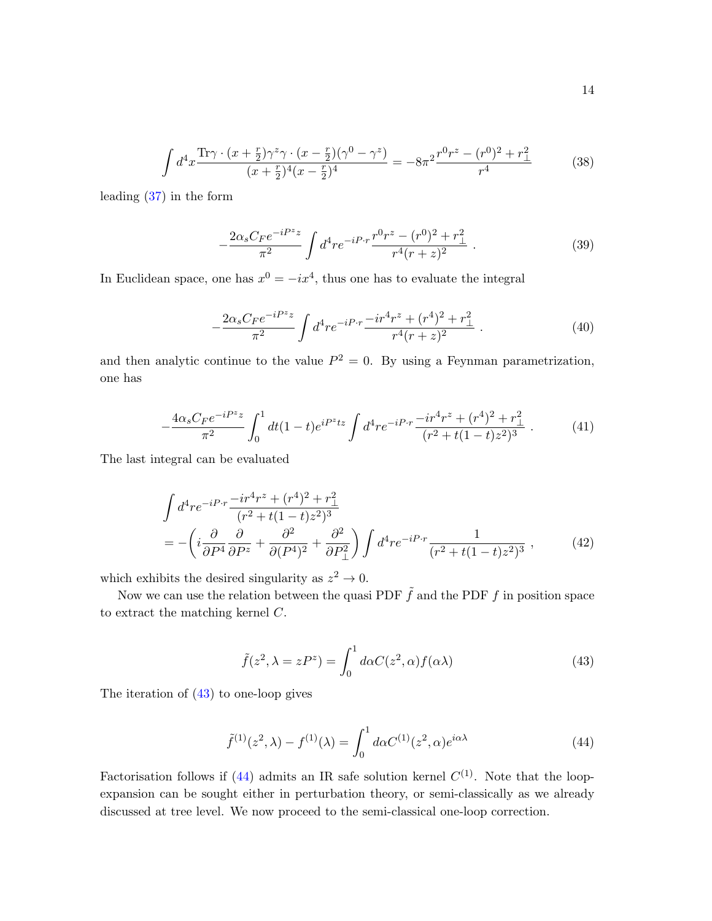$$\int d^4x \frac{\mathrm{Tr}\gamma\cdot(x+\frac{r}{2})\gamma^z\gamma\cdot(x-\frac{r}{2})(\gamma^0-\gamma^z)}{(x+\frac{r}{2})^4(x-\frac{r}{2})^4} = -8\pi^2\frac{r^0r^z-(r^0)^2+r_\perp^2}{r^4} \tag{38}$$

leading (37) in the form

$$-\frac{2\alpha_s C_F e^{-iP^z z}}{\pi^2}\int d^4r e^{-iP\cdot r}\frac{r^0r^z-(r^0)^2+r_\perp^2}{r^4(r+z)^2} \; . \tag{39}$$

In Euclidean space, one has $x^0=-ix^4$, thus one has to evaluate the integral

$$-\frac{2\alpha_s C_F e^{-iP^z z}}{\pi^2}\int d^4r e^{-iP\cdot r}\frac{-ir^4r^z+(r^4)^2+r_\perp^2}{r^4(r+z)^2} \; . \tag{40}$$

and then analytic continue to the value $P^2=0$. By using a Feynman parametrization, one has

$$-\frac{4\alpha_s C_F e^{-iP^z z}}{\pi^2}\int_0^1 dt(1-t)e^{iP^z tz}\int d^4r e^{-iP\cdot r}\frac{-ir^4r^z+(r^4)^2+r_\perp^2}{(r^2+t(1-t)z^2)^3} \; . \tag{41}$$

The last integral can be evaluated

$$\begin{aligned}
&\int d^4r e^{-iP\cdot r}\frac{-ir^4r^z+(r^4)^2+r_\perp^2}{(r^2+t(1-t)z^2)^3} \\
&= -\left(i\frac{\partial}{\partial P^4}\frac{\partial}{\partial P^z}+\frac{\partial^2}{\partial (P^4)^2}+\frac{\partial^2}{\partial P_\perp^2}\right)\int d^4r e^{-iP\cdot r}\frac{1}{(r^2+t(1-t)z^2)^3} \; ,
\end{aligned} \tag{42}$$

which exhibits the desired singularity as $z^2\to 0$.

Now we can use the relation between the quasi PDF $\tilde{f}$ and the PDF $f$ in position space to extract the matching kernel $C$.

$$\tilde{f}(z^2,\lambda=zP^z)=\int_0^1 d\alpha C(z^2,\alpha)f(\alpha\lambda) \tag{43}$$

The iteration of (43) to one-loop gives

$$\tilde{f}^{(1)}(z^2,\lambda)-f^{(1)}(\lambda)=\int_0^1 d\alpha C^{(1)}(z^2,\alpha)e^{i\alpha\lambda} \tag{44}$$

Factorisation follows if (44) admits an IR safe solution kernel $C^{(1)}$. Note that the loop-expansion can be sought either in perturbation theory, or semi-classically as we already discussed at tree level. We now proceed to the semi-classical one-loop correction.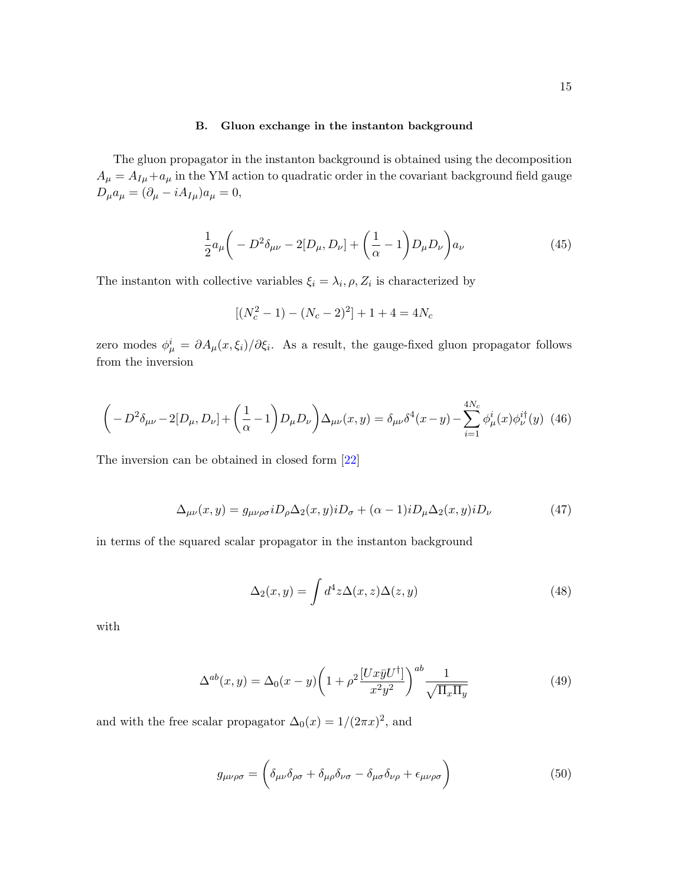### B. Gluon exchange in the instanton background

The gluon propagator in the instanton background is obtained using the decomposition $A_\mu = A_{I\mu} + a_\mu$ in the YM action to quadratic order in the covariant background field gauge $D_\mu a_\mu = (\partial_\mu - iA_{I\mu})a_\mu = 0$,

$$
\frac{1}{2} a_\mu \bigg( -D^2 \delta_{\mu\nu} - 2[D_\mu, D_\nu] + \left(\frac{1}{\alpha} - 1\right) D_\mu D_\nu \bigg) a_\nu \tag{45}
$$

The instanton with collective variables $\xi_i = \lambda_i, \rho, Z_i$ is characterized by

$$
[(N_c^2 - 1) - (N_c - 2)^2] + 1 + 4 = 4N_c
$$

zero modes $\phi^i_\mu = \partial A_\mu(x, \xi_i)/\partial \xi_i$. As a result, the gauge-fixed gluon propagator follows from the inversion

$$
\bigg( -D^2 \delta_{\mu\nu} - 2[D_\mu, D_\nu] + \left(\frac{1}{\alpha} - 1\right) D_\mu D_\nu \bigg) \Delta_{\mu\nu}(x, y) = \delta_{\mu\nu} \delta^4(x - y) - \sum_{i=1}^{4N_c} \phi^i_\mu(x) \phi^{i\dagger}_\nu(y) \tag{46}
$$

The inversion can be obtained in closed form [22]

$$
\Delta_{\mu\nu}(x, y) = g_{\mu\nu\rho\sigma} iD_\rho \Delta_2(x, y) iD_\sigma + (\alpha - 1) iD_\mu \Delta_2(x, y) iD_\nu \tag{47}
$$

in terms of the squared scalar propagator in the instanton background

$$
\Delta_2(x, y) = \int d^4z \Delta(x, z) \Delta(z, y) \tag{48}
$$

with

$$
\Delta^{ab}(x, y) = \Delta_0(x - y) \bigg( 1 + \rho^2 \frac{[Ux\bar{y}U^\dagger]}{x^2 y^2} \bigg)^{ab} \frac{1}{\sqrt{\Pi_x \Pi_y}} \tag{49}
$$

and with the free scalar propagator $\Delta_0(x) = 1/(2\pi x)^2$, and

$$
g_{\mu\nu\rho\sigma} = \bigg( \delta_{\mu\nu}\delta_{\rho\sigma} + \delta_{\mu\rho}\delta_{\nu\sigma} - \delta_{\mu\sigma}\delta_{\nu\rho} + \epsilon_{\mu\nu\rho\sigma} \bigg) \tag{50}
$$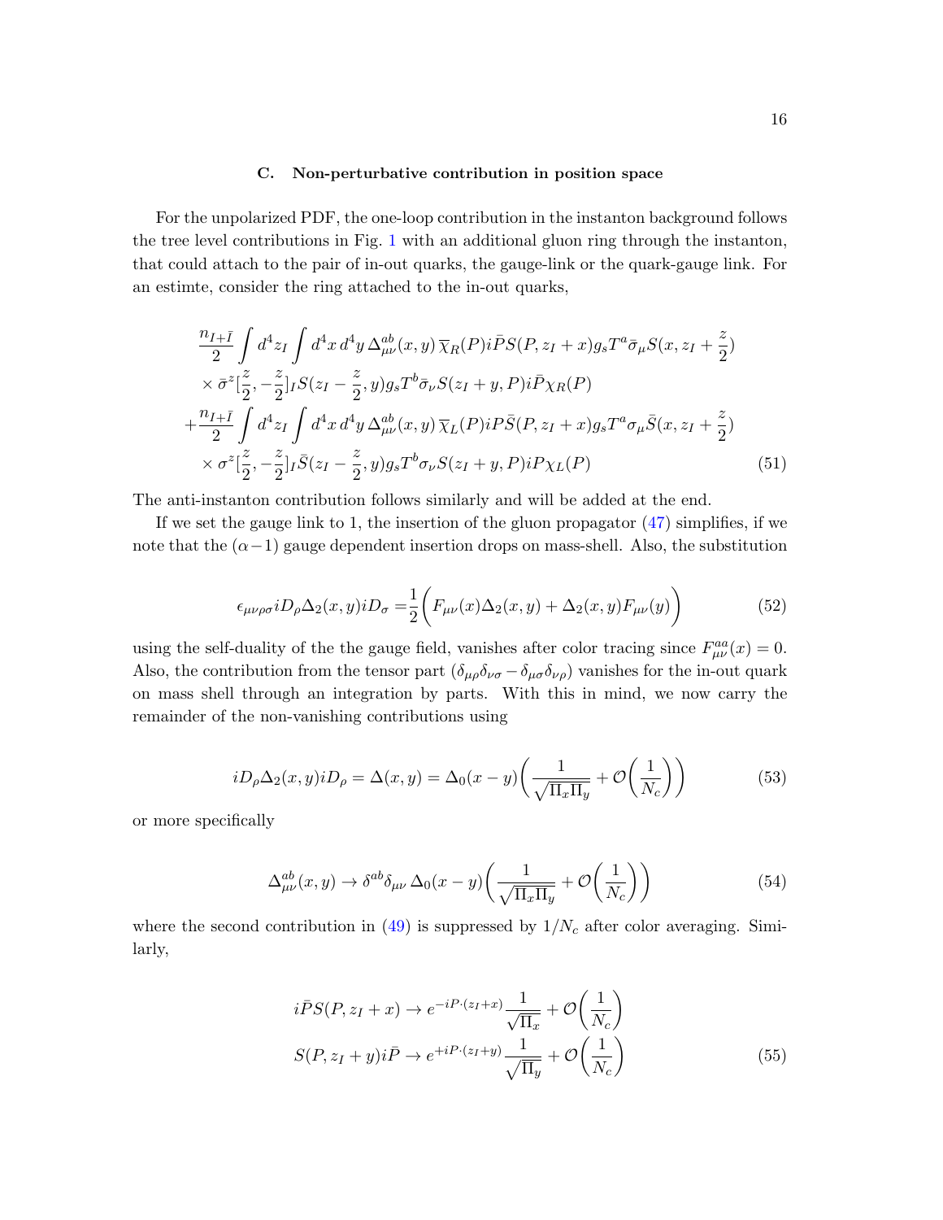### C. Non-perturbative contribution in position space

For the unpolarized PDF, the one-loop contribution in the instanton background follows the tree level contributions in Fig. 1 with an additional gluon ring through the instanton, that could attach to the pair of in-out quarks, the gauge-link or the quark-gauge link. For an estimte, consider the ring attached to the in-out quarks,

$$
\begin{aligned}
&\frac{n_{I+\bar{I}}}{2}\int d^4z_I\int d^4x\,d^4y\,\Delta^{ab}_{\mu\nu}(x,y)\,\overline{\chi}_R(P)i\bar{P}S(P,z_I+x)g_sT^a\bar{\sigma}_\mu S(x,z_I+\frac{z}{2})\\
&\quad\times\bar{\sigma}^z[\frac{z}{2},-\frac{z}{2}]_I S(z_I-\frac{z}{2},y)g_sT^b\bar{\sigma}_\nu S(z_I+y,P)i\bar{P}\chi_R(P)\\
&+\frac{n_{I+\bar{I}}}{2}\int d^4z_I\int d^4x\,d^4y\,\Delta^{ab}_{\mu\nu}(x,y)\,\overline{\chi}_L(P)iP\bar{S}(P,z_I+x)g_sT^a\sigma_\mu\bar{S}(x,z_I+\frac{z}{2})\\
&\quad\times\sigma^z[\frac{z}{2},-\frac{z}{2}]_I\bar{S}(z_I-\frac{z}{2},y)g_sT^b\sigma_\nu S(z_I+y,P)iP\chi_L(P)
\end{aligned}
\tag{51}
$$

The anti-instanton contribution follows similarly and will be added at the end.

If we set the gauge link to 1, the insertion of the gluon propagator (47) simplifies, if we note that the $(\alpha-1)$ gauge dependent insertion drops on mass-shell. Also, the substitution

$$
\epsilon_{\mu\nu\rho\sigma}iD_\rho\Delta_2(x,y)iD_\sigma=\frac{1}{2}\bigg(F_{\mu\nu}(x)\Delta_2(x,y)+\Delta_2(x,y)F_{\mu\nu}(y)\bigg)
\tag{52}
$$

using the self-duality of the the gauge field, vanishes after color tracing since $F^{aa}_{\mu\nu}(x)=0$. Also, the contribution from the tensor part $(\delta_{\mu\rho}\delta_{\nu\sigma}-\delta_{\mu\sigma}\delta_{\nu\rho})$ vanishes for the in-out quark on mass shell through an integration by parts. With this in mind, we now carry the remainder of the non-vanishing contributions using

$$
iD_\rho\Delta_2(x,y)iD_\rho=\Delta(x,y)=\Delta_0(x-y)\bigg(\frac{1}{\sqrt{\Pi_x\Pi_y}}+\mathcal{O}\bigg(\frac{1}{N_c}\bigg)\bigg)
\tag{53}
$$

or more specifically

$$
\Delta^{ab}_{\mu\nu}(x,y)\to\delta^{ab}\delta_{\mu\nu}\,\Delta_0(x-y)\bigg(\frac{1}{\sqrt{\Pi_x\Pi_y}}+\mathcal{O}\bigg(\frac{1}{N_c}\bigg)\bigg)
\tag{54}
$$

where the second contribution in (49) is suppressed by $1/N_c$ after color averaging. Similarly,

$$
\begin{aligned}
i\bar{P}S(P,z_I+x)&\to e^{-iP\cdot(z_I+x)}\frac{1}{\sqrt{\Pi_x}}+\mathcal{O}\bigg(\frac{1}{N_c}\bigg)\\
S(P,z_I+y)i\bar{P}&\to e^{+iP\cdot(z_I+y)}\frac{1}{\sqrt{\Pi_y}}+\mathcal{O}\bigg(\frac{1}{N_c}\bigg)
\end{aligned}
\tag{55}
$$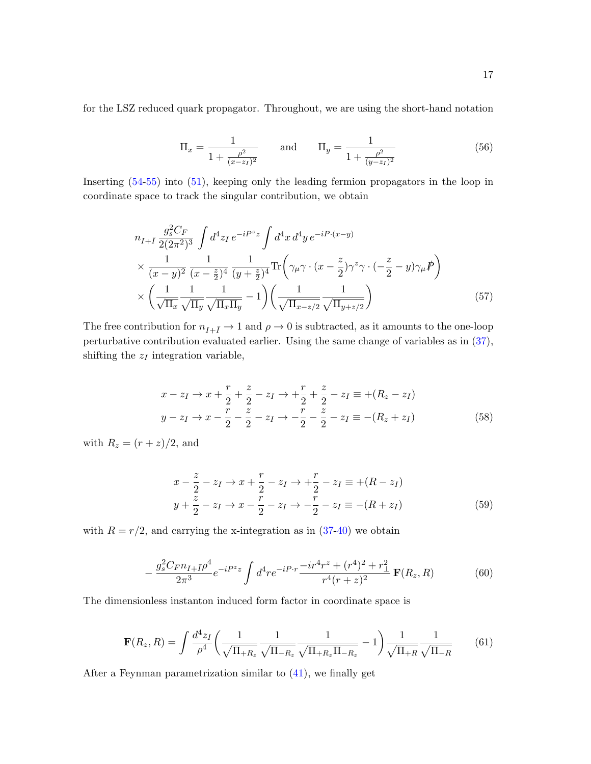for the LSZ reduced quark propagator. Throughout, we are using the short-hand notation

$$\Pi_x = \frac{1}{1+\frac{\rho^2}{(x-z_I)^2}} \qquad \text{and} \qquad \Pi_y = \frac{1}{1+\frac{\rho^2}{(y-z_I)^2}} \tag{56}$$

Inserting (54-55) into (51), keeping only the leading fermion propagators in the loop in coordinate space to track the singular contribution, we obtain

$$\begin{aligned}
& n_{I+\bar{I}}\,\frac{g_s^2 C_F}{2(2\pi^2)^3}\int d^4z_I\, e^{-iP^z z}\int d^4x\, d^4y\, e^{-iP\cdot(x-y)} \\
& \times \frac{1}{(x-y)^2}\,\frac{1}{(x-\frac{z}{2})^4}\,\frac{1}{(y+\frac{z}{2})^4}\mathrm{Tr}\bigg(\gamma_\mu\gamma\cdot(x-\frac{z}{2})\gamma^z\gamma\cdot(-\frac{z}{2}-y)\gamma_\mu \not{P}\bigg) \\
& \times \bigg(\frac{1}{\sqrt{\Pi_x}}\frac{1}{\sqrt{\Pi_y}}\frac{1}{\sqrt{\Pi_x\Pi_y}}-1\bigg)\bigg(\frac{1}{\sqrt{\Pi_{x-z/2}}}\frac{1}{\sqrt{\Pi_{y+z/2}}}\bigg)
\end{aligned} \tag{57}$$

The free contribution for $n_{I+\bar{I}} \to 1$ and $\rho \to 0$ is subtracted, as it amounts to the one-loop perturbative contribution evaluated earlier. Using the same change of variables as in (37), shifting the $z_I$ integration variable,

$$\begin{aligned}
x - z_I &\to x + \frac{r}{2} + \frac{z}{2} - z_I \to +\frac{r}{2} + \frac{z}{2} - z_I \equiv +(R_z - z_I) \\
y - z_I &\to x - \frac{r}{2} - \frac{z}{2} - z_I \to -\frac{r}{2} - \frac{z}{2} - z_I \equiv -(R_z + z_I)
\end{aligned} \tag{58}$$

with $R_z = (r+z)/2$, and

$$\begin{aligned}
x - \frac{z}{2} - z_I &\to x + \frac{r}{2} - z_I \to +\frac{r}{2} - z_I \equiv +(R - z_I) \\
y + \frac{z}{2} - z_I &\to x - \frac{r}{2} - z_I \to -\frac{r}{2} - z_I \equiv -(R + z_I)
\end{aligned} \tag{59}$$

with $R = r/2$, and carrying the x-integration as in (37-40) we obtain

$$-\frac{g_s^2 C_F n_{I+\bar{I}}\rho^4}{2\pi^3}e^{-iP^z z}\int d^4r e^{-iP\cdot r}\frac{-ir^4 r^z + (r^4)^2 + r_\perp^2}{r^4(r+z)^2}\,\mathbf{F}(R_z, R) \tag{60}$$

The dimensionless instanton induced form factor in coordinate space is

$$\mathbf{F}(R_z, R) = \int \frac{d^4 z_I}{\rho^4}\bigg(\frac{1}{\sqrt{\Pi_{+R_z}}}\frac{1}{\sqrt{\Pi_{-R_z}}}\frac{1}{\sqrt{\Pi_{+R_z}\Pi_{-R_z}}}-1\bigg)\frac{1}{\sqrt{\Pi_{+R}}}\frac{1}{\sqrt{\Pi_{-R}}} \tag{61}$$

After a Feynman parametrization similar to (41), we finally get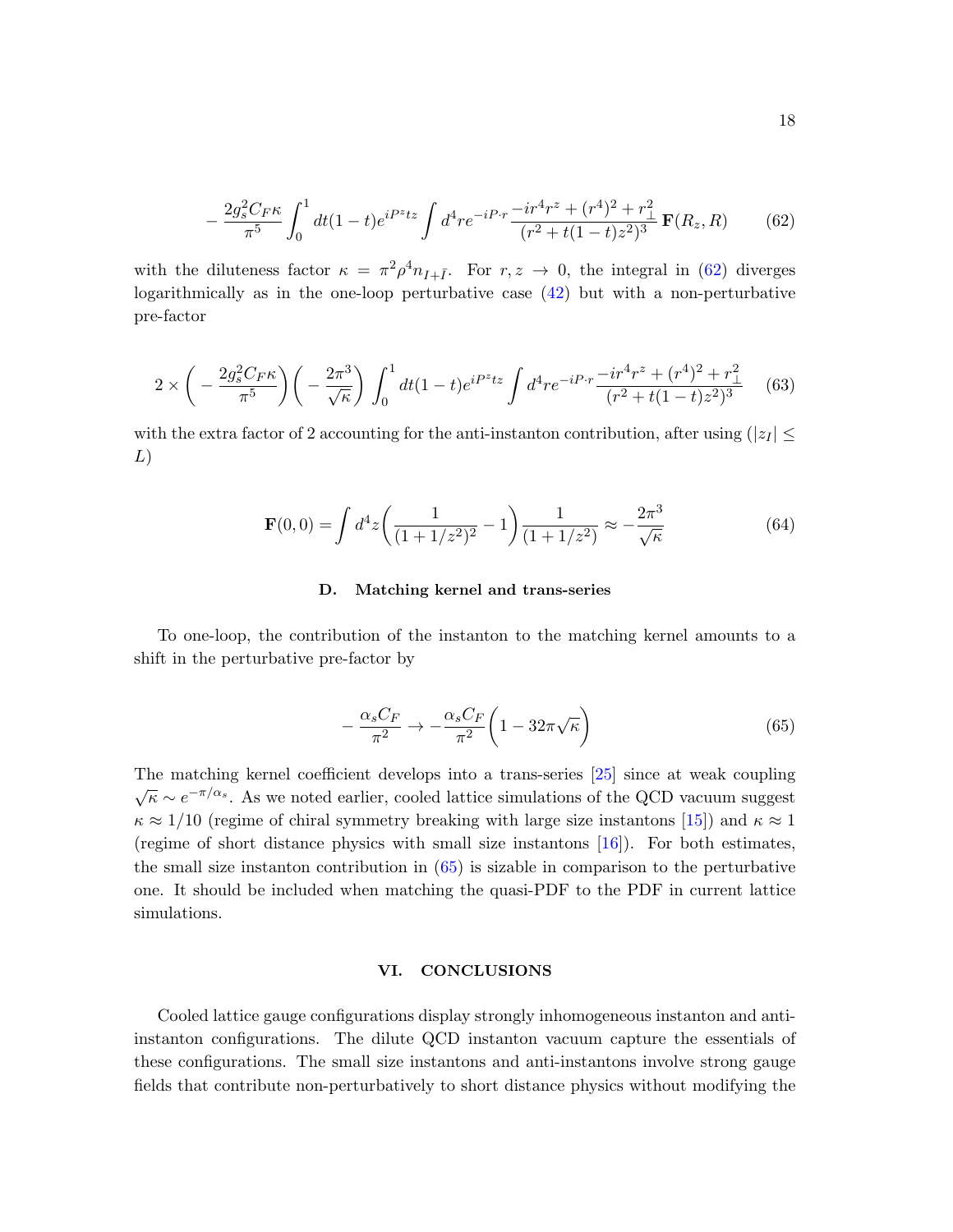$$
-\frac{2g_s^2 C_F \kappa}{\pi^5}\int_0^1 dt(1-t)e^{iP^z tz}\int d^4r e^{-iP\cdot r}\frac{-ir^4r^z+(r^4)^2+r_\perp^2}{(r^2+t(1-t)z^2)^3}\,\mathbf{F}(R_z,R) \tag{62}
$$

with the diluteness factor $\kappa = \pi^2\rho^4 n_{I+\bar{I}}$. For $r, z \to 0$, the integral in (62) diverges logarithmically as in the one-loop perturbative case (42) but with a non-perturbative pre-factor

$$
2\times\left(-\frac{2g_s^2 C_F\kappa}{\pi^5}\right)\left(-\frac{2\pi^3}{\sqrt{\kappa}}\right)\int_0^1 dt(1-t)e^{iP^z tz}\int d^4r e^{-iP\cdot r}\frac{-ir^4r^z+(r^4)^2+r_\perp^2}{(r^2+t(1-t)z^2)^3} \tag{63}
$$

with the extra factor of 2 accounting for the anti-instanton contribution, after using ($|z_I| \leq L$)

$$
\mathbf{F}(0,0) = \int d^4z\left(\frac{1}{(1+1/z^2)^2}-1\right)\frac{1}{(1+1/z^2)} \approx -\frac{2\pi^3}{\sqrt{\kappa}} \tag{64}
$$

### D. Matching kernel and trans-series

To one-loop, the contribution of the instanton to the matching kernel amounts to a shift in the perturbative pre-factor by

$$
-\frac{\alpha_s C_F}{\pi^2} \to -\frac{\alpha_s C_F}{\pi^2}\left(1-32\pi\sqrt{\kappa}\right) \tag{65}
$$

The matching kernel coefficient develops into a trans-series [25] since at weak coupling $\sqrt{\kappa} \sim e^{-\pi/\alpha_s}$. As we noted earlier, cooled lattice simulations of the QCD vacuum suggest $\kappa \approx 1/10$ (regime of chiral symmetry breaking with large size instantons [15]) and $\kappa \approx 1$ (regime of short distance physics with small size instantons [16]). For both estimates, the small size instanton contribution in (65) is sizable in comparison to the perturbative one. It should be included when matching the quasi-PDF to the PDF in current lattice simulations.

## VI. CONCLUSIONS

Cooled lattice gauge configurations display strongly inhomogeneous instanton and anti-instanton configurations. The dilute QCD instanton vacuum capture the essentials of these configurations. The small size instantons and anti-instantons involve strong gauge fields that contribute non-perturbatively to short distance physics without modifying the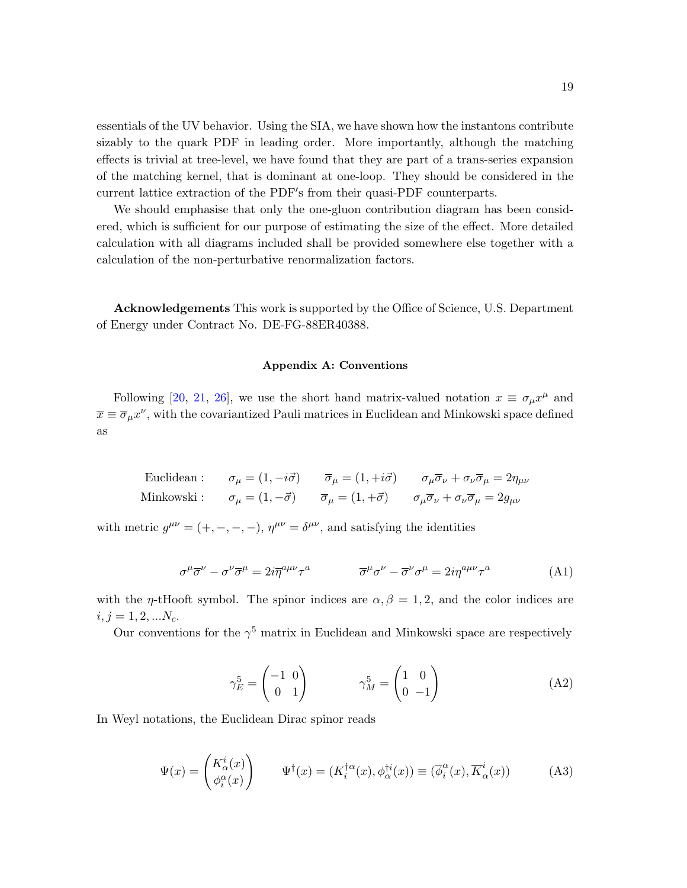essentials of the UV behavior. Using the SIA, we have shown how the instantons contribute sizably to the quark PDF in leading order. More importantly, although the matching effects is trivial at tree-level, we have found that they are part of a trans-series expansion of the matching kernel, that is dominant at one-loop. They should be considered in the current lattice extraction of the PDF′s from their quasi-PDF counterparts.

We should emphasise that only the one-gluon contribution diagram has been considered, which is sufficient for our purpose of estimating the size of the effect. More detailed calculation with all diagrams included shall be provided somewhere else together with a calculation of the non-perturbative renormalization factors.

**Acknowledgements** This work is supported by the Office of Science, U.S. Department of Energy under Contract No. DE-FG-88ER40388.

### Appendix A: Conventions

Following [20, 21, 26], we use the short hand matrix-valued notation $x \equiv \sigma_\mu x^\mu$ and $\overline{x} \equiv \overline{\sigma}_\mu x^\nu$, with the covariantized Pauli matrices in Euclidean and Minkowski space defined as

$$
\begin{aligned}
\text{Euclidean}: \quad & \sigma_\mu = (1, -i\vec{\sigma}) \qquad \overline{\sigma}_\mu = (1, +i\vec{\sigma}) \qquad \sigma_\mu\overline{\sigma}_\nu + \sigma_\nu\overline{\sigma}_\mu = 2\eta_{\mu\nu} \\
\text{Minkowski}: \quad & \sigma_\mu = (1, -\vec{\sigma}) \qquad \overline{\sigma}_\mu = (1, +\vec{\sigma}) \qquad \sigma_\mu\overline{\sigma}_\nu + \sigma_\nu\overline{\sigma}_\mu = 2g_{\mu\nu}
\end{aligned}
$$

with metric $g^{\mu\nu} = (+,-,-,-)$, $\eta^{\mu\nu} = \delta^{\mu\nu}$, and satisfying the identities

$$
\sigma^\mu\overline{\sigma}^\nu - \sigma^\nu\overline{\sigma}^\mu = 2i\overline{\eta}^{a\mu\nu}\tau^a \qquad\qquad \overline{\sigma}^\mu\sigma^\nu - \overline{\sigma}^\nu\sigma^\mu = 2i\eta^{a\mu\nu}\tau^a \tag{A1}
$$

with the $\eta$-tHooft symbol. The spinor indices are $\alpha, \beta = 1, 2$, and the color indices are $i, j = 1, 2, ...N_c$.

Our conventions for the $\gamma^5$ matrix in Euclidean and Minkowski space are respectively

$$
\gamma^5_E = \begin{pmatrix} -1 & 0 \\ 0 & 1 \end{pmatrix} \qquad\qquad \gamma^5_M = \begin{pmatrix} 1 & 0 \\ 0 & -1 \end{pmatrix} \tag{A2}
$$

In Weyl notations, the Euclidean Dirac spinor reads

$$
\Psi(x) = \begin{pmatrix} K^i_\alpha(x) \\ \phi^\alpha_i(x) \end{pmatrix} \qquad \Psi^\dagger(x) = (K^{\dagger\alpha}_i(x), \phi^{\dagger i}_\alpha(x)) \equiv (\overline{\phi}^\alpha_i(x), \overline{K}^i_\alpha(x)) \tag{A3}
$$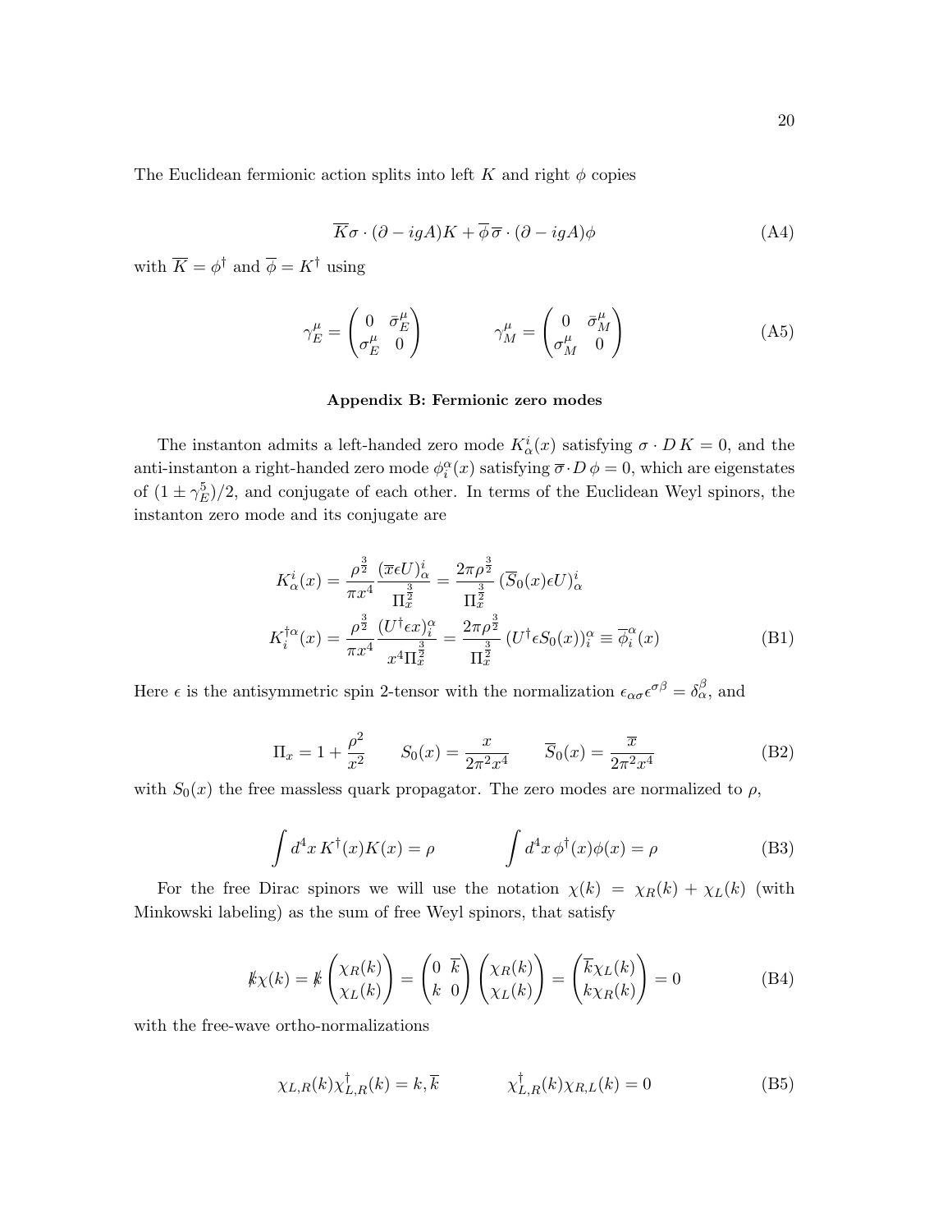The Euclidean fermionic action splits into left $K$ and right $\phi$ copies

$$\overline{K}\sigma\cdot(\partial-igA)K+\overline{\phi}\,\overline{\sigma}\cdot(\partial-igA)\phi \tag{A4}$$

with $\overline{K}=\phi^\dagger$ and $\overline{\phi}=K^\dagger$ using

$$\gamma_E^\mu=\begin{pmatrix}0 & \bar{\sigma}_E^\mu\\ \sigma_E^\mu & 0\end{pmatrix}\qquad\qquad \gamma_M^\mu=\begin{pmatrix}0 & \bar{\sigma}_M^\mu\\ \sigma_M^\mu & 0\end{pmatrix} \tag{A5}$$

## Appendix B: Fermionic zero modes

The instanton admits a left-handed zero mode $K^i_\alpha(x)$ satisfying $\sigma\cdot D\,K=0$, and the anti-instanton a right-handed zero mode $\phi^\alpha_i(x)$ satisfying $\overline{\sigma}\cdot D\,\phi=0$, which are eigenstates of $(1\pm\gamma_E^5)/2$, and conjugate of each other. In terms of the Euclidean Weyl spinors, the instanton zero mode and its conjugate are

$$\begin{aligned}
K^i_\alpha(x)&=\frac{\rho^{\frac{3}{2}}}{\pi x^4}\frac{(\overline{x}\epsilon U)^i_\alpha}{\Pi_x^{\frac{3}{2}}}=\frac{2\pi\rho^{\frac{3}{2}}}{\Pi_x^{\frac{3}{2}}}\,(\overline{S}_0(x)\epsilon U)^i_\alpha\\
K^{\dagger\alpha}_i(x)&=\frac{\rho^{\frac{3}{2}}}{\pi x^4}\frac{(U^\dagger\epsilon x)^\alpha_i}{x^4\Pi_x^{\frac{3}{2}}}=\frac{2\pi\rho^{\frac{3}{2}}}{\Pi_x^{\frac{3}{2}}}\,(U^\dagger\epsilon S_0(x))^\alpha_i\equiv\overline{\phi}^\alpha_i(x)
\end{aligned} \tag{B1}$$

Here $\epsilon$ is the antisymmetric spin 2-tensor with the normalization $\epsilon_{\alpha\sigma}\epsilon^{\sigma\beta}=\delta^\beta_\alpha$, and

$$\Pi_x=1+\frac{\rho^2}{x^2}\qquad S_0(x)=\frac{x}{2\pi^2x^4}\qquad \overline{S}_0(x)=\frac{\overline{x}}{2\pi^2x^4} \tag{B2}$$

with $S_0(x)$ the free massless quark propagator. The zero modes are normalized to $\rho$,

$$\int d^4x\,K^\dagger(x)K(x)=\rho\qquad\qquad \int d^4x\,\phi^\dagger(x)\phi(x)=\rho \tag{B3}$$

For the free Dirac spinors we will use the notation $\chi(k)=\chi_R(k)+\chi_L(k)$ (with Minkowski labeling) as the sum of free Weyl spinors, that satisfy

$$\not{k}\chi(k)=\not{k}\begin{pmatrix}\chi_R(k)\\ \chi_L(k)\end{pmatrix}=\begin{pmatrix}0 & \overline{k}\\ k & 0\end{pmatrix}\begin{pmatrix}\chi_R(k)\\ \chi_L(k)\end{pmatrix}=\begin{pmatrix}\overline{k}\chi_L(k)\\ k\chi_R(k)\end{pmatrix}=0 \tag{B4}$$

with the free-wave ortho-normalizations

$$\chi_{L,R}(k)\chi^\dagger_{L,R}(k)=k,\overline{k}\qquad\qquad \chi^\dagger_{L,R}(k)\chi_{R,L}(k)=0 \tag{B5}$$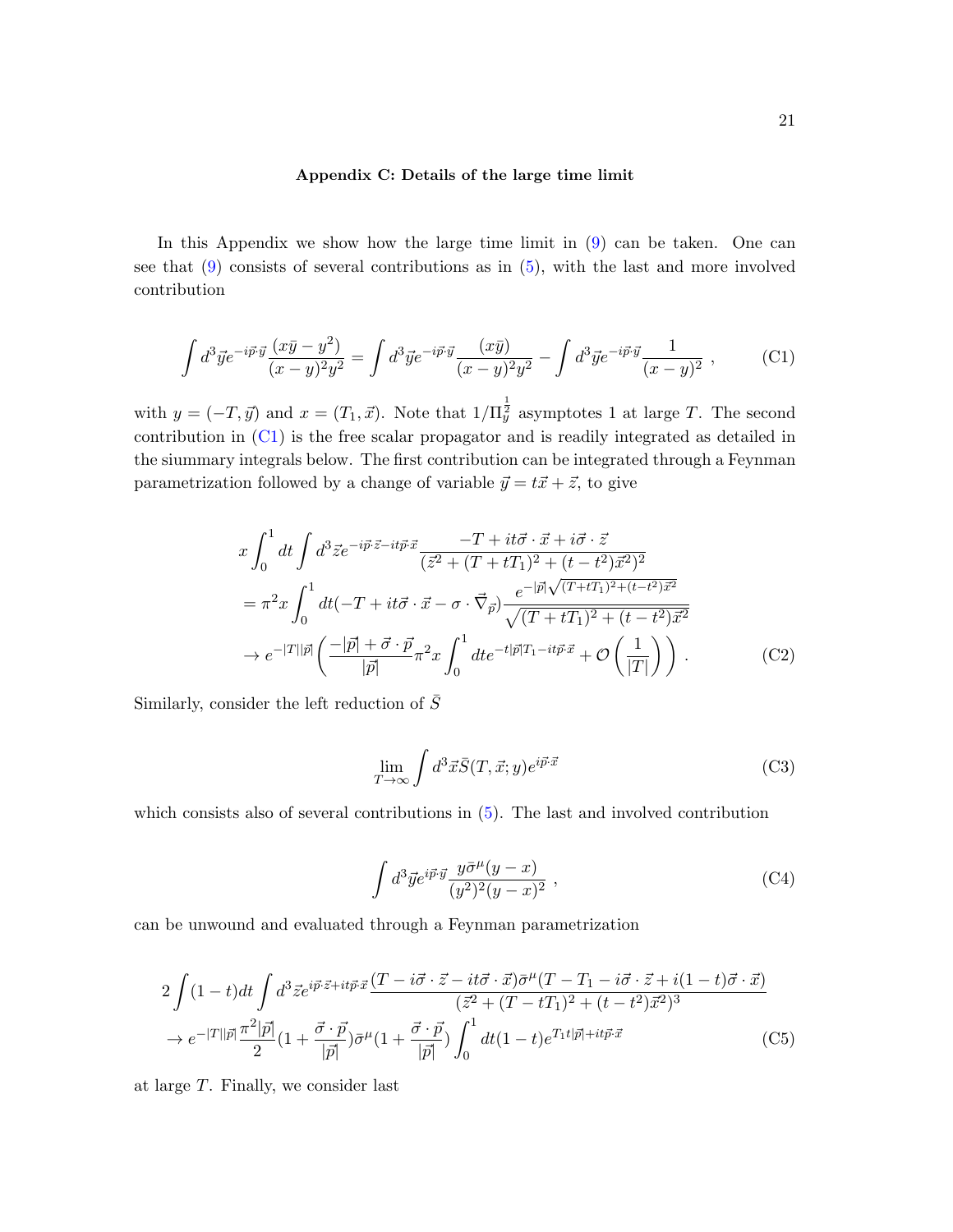### Appendix C: Details of the large time limit

In this Appendix we show how the large time limit in (9) can be taken. One can see that (9) consists of several contributions as in (5), with the last and more involved contribution

$$\int d^3\vec{y}e^{-i\vec{p}\cdot\vec{y}}\frac{(x\bar{y}-y^2)}{(x-y)^2y^2} = \int d^3\vec{y}e^{-i\vec{p}\cdot\vec{y}}\frac{(x\bar{y})}{(x-y)^2y^2} - \int d^3\vec{y}e^{-i\vec{p}\cdot\vec{y}}\frac{1}{(x-y)^2} \ , \tag{C1}$$

with $y=(-T,\vec{y})$ and $x=(T_1,\vec{x})$. Note that $1/\Pi_y^{\frac{1}{2}}$ asymptotes 1 at large $T$. The second contribution in (C1) is the free scalar propagator and is readily integrated as detailed in the siummary integrals below. The first contribution can be integrated through a Feynman parametrization followed by a change of variable $\vec{y}=t\vec{x}+\vec{z}$, to give

$$\begin{aligned}
&x\int_0^1 dt \int d^3\vec{z}e^{-i\vec{p}\cdot\vec{z}-it\vec{p}\cdot\vec{x}}\frac{-T+it\vec{\sigma}\cdot\vec{x}+i\vec{\sigma}\cdot\vec{z}}{(\vec{z}^2+(T+tT_1)^2+(t-t^2)\vec{x}^2)^2} \\
&= \pi^2 x\int_0^1 dt(-T+it\vec{\sigma}\cdot\vec{x}-\sigma\cdot\vec{\nabla}_{\vec{p}})\frac{e^{-|\vec{p}|\sqrt{(T+tT_1)^2+(t-t^2)\vec{x}^2}}}{\sqrt{(T+tT_1)^2+(t-t^2)\vec{x}^2}} \\
&\to e^{-|T||\vec{p}|}\left(\frac{-|\vec{p}|+\vec{\sigma}\cdot\vec{p}}{|\vec{p}|}\pi^2 x\int_0^1 dt e^{-t|\vec{p}|T_1-it\vec{p}\cdot\vec{x}}+\mathcal{O}\left(\frac{1}{|T|}\right)\right) \ .
\end{aligned} \tag{C2}$$

Similarly, consider the left reduction of $\bar{S}$

$$\lim_{T\to\infty}\int d^3\vec{x}\bar{S}(T,\vec{x};y)e^{i\vec{p}\cdot\vec{x}} \tag{C3}$$

which consists also of several contributions in (5). The last and involved contribution

$$\int d^3\vec{y}e^{i\vec{p}\cdot\vec{y}}\frac{y\bar{\sigma}^\mu(y-x)}{(y^2)^2(y-x)^2} \ , \tag{C4}$$

can be unwound and evaluated through a Feynman parametrization

$$\begin{aligned}
&2\int(1-t)dt\int d^3\vec{z}e^{i\vec{p}\cdot\vec{z}+it\vec{p}\cdot\vec{x}}\frac{(T-i\vec{\sigma}\cdot\vec{z}-it\vec{\sigma}\cdot\vec{x})\bar{\sigma}^\mu(T-T_1-i\vec{\sigma}\cdot\vec{z}+i(1-t)\vec{\sigma}\cdot\vec{x})}{(\vec{z}^2+(T-tT_1)^2+(t-t^2)\vec{x}^2)^3} \\
&\to e^{-|T||\vec{p}|}\frac{\pi^2|\vec{p}|}{2}(1+\frac{\vec{\sigma}\cdot\vec{p}}{|\vec{p}|})\bar{\sigma}^\mu(1+\frac{\vec{\sigma}\cdot\vec{p}}{|\vec{p}|})\int_0^1 dt(1-t)e^{T_1t|\vec{p}|+it\vec{p}\cdot\vec{x}}
\end{aligned} \tag{C5}$$

at large $T$. Finally, we consider last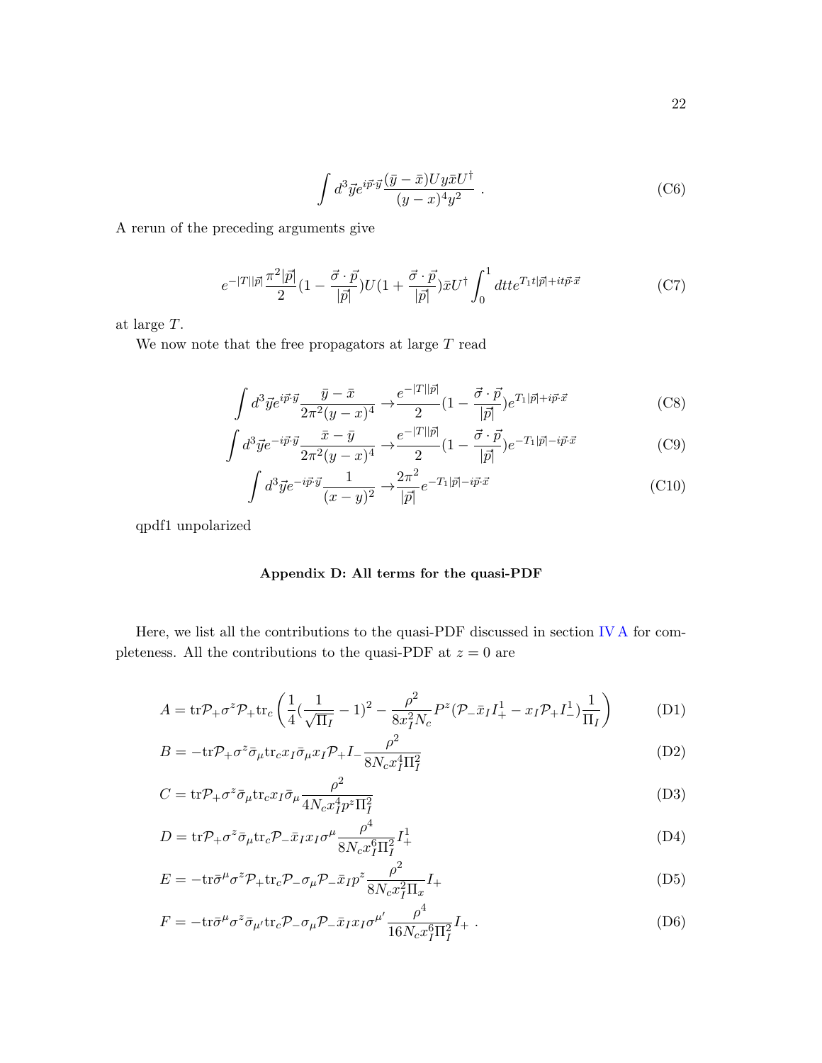$$\int d^3\vec{y}e^{i\vec{p}\cdot\vec{y}}\frac{(\bar{y}-\bar{x})Uy\bar{x}U^\dagger}{(y-x)^4y^2}\ . \tag{C6}$$

A rerun of the preceding arguments give

$$e^{-|T||\vec{p}|}\frac{\pi^2|\vec{p}|}{2}(1-\frac{\vec{\sigma}\cdot\vec{p}}{|\vec{p}|})U(1+\frac{\vec{\sigma}\cdot\vec{p}}{|\vec{p}|})\bar{x}U^\dagger\int_0^1 dtte^{T_1t|\vec{p}|+it\vec{p}\cdot\vec{x}} \tag{C7}$$

at large $T$.

We now note that the free propagators at large $T$ read

$$\int d^3\vec{y}e^{i\vec{p}\cdot\vec{y}}\frac{\bar{y}-\bar{x}}{2\pi^2(y-x)^4}\rightarrow\frac{e^{-|T||\vec{p}|}}{2}(1-\frac{\vec{\sigma}\cdot\vec{p}}{|\vec{p}|})e^{T_1|\vec{p}|+i\vec{p}\cdot\vec{x}} \tag{C8}$$

$$\int d^3\vec{y}e^{-i\vec{p}\cdot\vec{y}}\frac{\bar{x}-\bar{y}}{2\pi^2(y-x)^4}\rightarrow\frac{e^{-|T||\vec{p}|}}{2}(1-\frac{\vec{\sigma}\cdot\vec{p}}{|\vec{p}|})e^{-T_1|\vec{p}|-i\vec{p}\cdot\vec{x}} \tag{C9}$$

$$\int d^3\vec{y}e^{-i\vec{p}\cdot\vec{y}}\frac{1}{(x-y)^2}\rightarrow\frac{2\pi^2}{|\vec{p}|}e^{-T_1|\vec{p}|-i\vec{p}\cdot\vec{x}} \tag{C10}$$

qpdf1 unpolarized

## Appendix D: All terms for the quasi-PDF

Here, we list all the contributions to the quasi-PDF discussed in section IV A for completeness. All the contributions to the quasi-PDF at $z=0$ are

$$A=\mathrm{tr}\mathcal{P}_+\sigma^z\mathcal{P}_+\mathrm{tr}_c\left(\frac{1}{4}(\frac{1}{\sqrt{\Pi_I}}-1)^2-\frac{\rho^2}{8x_I^2N_c}P^z(\mathcal{P}_-\bar{x}_I I_+^1-x_I\mathcal{P}_+I_-^1)\frac{1}{\Pi_I}\right) \tag{D1}$$

$$B=-\mathrm{tr}\mathcal{P}_+\sigma^z\bar{\sigma}_\mu\mathrm{tr}_c x_I\bar{\sigma}_\mu x_I\mathcal{P}_+I_-\frac{\rho^2}{8N_cx_I^4\Pi_I^2} \tag{D2}$$

$$C=\mathrm{tr}\mathcal{P}_+\sigma^z\bar{\sigma}_\mu\mathrm{tr}_c x_I\bar{\sigma}_\mu\frac{\rho^2}{4N_cx_I^4p^z\Pi_I^2} \tag{D3}$$

$$D=\mathrm{tr}\mathcal{P}_+\sigma^z\bar{\sigma}_\mu\mathrm{tr}_c\mathcal{P}_-\bar{x}_Ix_I\sigma^\mu\frac{\rho^4}{8N_cx_I^6\Pi_I^2}I_+^1 \tag{D4}$$

$$E=-\mathrm{tr}\bar{\sigma}^\mu\sigma^z\mathcal{P}_+\mathrm{tr}_c\mathcal{P}_-\sigma_\mu\mathcal{P}_-\bar{x}_Ip^z\frac{\rho^2}{8N_cx_I^2\Pi_x}I_+ \tag{D5}$$

$$F=-\mathrm{tr}\bar{\sigma}^\mu\sigma^z\bar{\sigma}_{\mu'}\mathrm{tr}_c\mathcal{P}_-\sigma_\mu\mathcal{P}_-\bar{x}_Ix_I\sigma^{\mu'}\frac{\rho^4}{16N_cx_I^6\Pi_I^2}I_+\ . \tag{D6}$$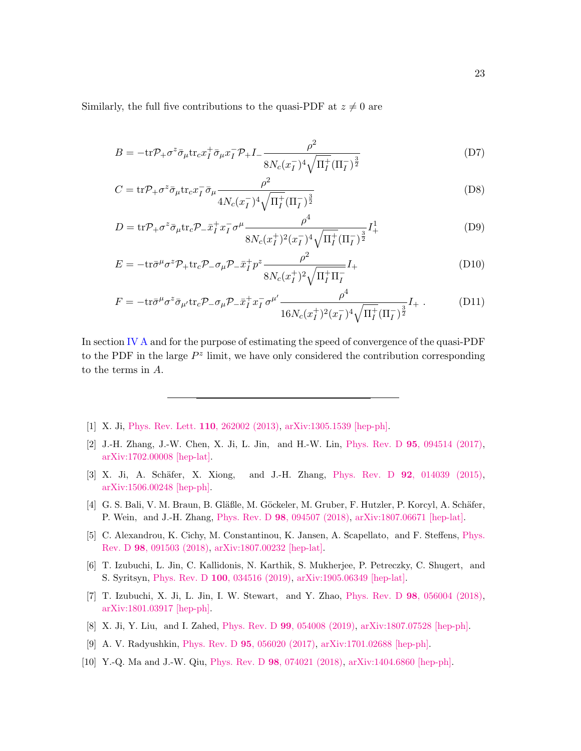Similarly, the full five contributions to the quasi-PDF at $z \neq 0$ are

$$B = -\mathrm{tr}\mathcal{P}_+\sigma^z\bar{\sigma}_\mu \mathrm{tr}_c x_I^+ \bar{\sigma}_\mu x_I^- \mathcal{P}_+ I_- \frac{\rho^2}{8N_c(x_I^-)^4\sqrt{\Pi_I^+}(\Pi_I^-)^{\frac{3}{2}}} \tag{D7}$$

$$C = \mathrm{tr}\mathcal{P}_+\sigma^z\bar{\sigma}_\mu \mathrm{tr}_c x_I^- \bar{\sigma}_\mu \frac{\rho^2}{4N_c(x_I^-)^4\sqrt{\Pi_I^+}(\Pi_I^-)^{\frac{3}{2}}} \tag{D8}$$

$$D = \mathrm{tr}\mathcal{P}_+\sigma^z\bar{\sigma}_\mu \mathrm{tr}_c \mathcal{P}_- \bar{x}_I^+ x_I^- \sigma^\mu \frac{\rho^4}{8N_c(x_I^+)^2(x_I^-)^4\sqrt{\Pi_I^+}(\Pi_I^-)^{\frac{3}{2}}} I_+^1 \tag{D9}$$

$$E = -\mathrm{tr}\bar{\sigma}^\mu\sigma^z\mathcal{P}_+ \mathrm{tr}_c \mathcal{P}_- \sigma_\mu \mathcal{P}_- \bar{x}_I^+ p^z \frac{\rho^2}{8N_c(x_I^+)^2\sqrt{\Pi_I^+\Pi_I^-}} I_+ \tag{D10}$$

$$F = -\mathrm{tr}\bar{\sigma}^\mu\sigma^z\bar{\sigma}_{\mu'} \mathrm{tr}_c \mathcal{P}_- \sigma_\mu \mathcal{P}_- \bar{x}_I^+ x_I^- \sigma^{\mu'} \frac{\rho^4}{16N_c(x_I^+)^2(x_I^-)^4\sqrt{\Pi_I^+}(\Pi_I^-)^{\frac{3}{2}}} I_+ \,. \tag{D11}$$

In section IV A and for the purpose of estimating the speed of convergence of the quasi-PDF to the PDF in the large $P^z$ limit, we have only considered the contribution corresponding to the terms in $A$.

---

[1] X. Ji, Phys. Rev. Lett. **110**, 262002 (2013), arXiv:1305.1539 [hep-ph].

[2] J.-H. Zhang, J.-W. Chen, X. Ji, L. Jin, and H.-W. Lin, Phys. Rev. D **95**, 094514 (2017), arXiv:1702.00008 [hep-lat].

[3] X. Ji, A. Schäfer, X. Xiong, and J.-H. Zhang, Phys. Rev. D **92**, 014039 (2015), arXiv:1506.00248 [hep-ph].

[4] G. S. Bali, V. M. Braun, B. Gläßle, M. Göckeler, M. Gruber, F. Hutzler, P. Korcyl, A. Schäfer, P. Wein, and J.-H. Zhang, Phys. Rev. D **98**, 094507 (2018), arXiv:1807.06671 [hep-lat].

[5] C. Alexandrou, K. Cichy, M. Constantinou, K. Jansen, A. Scapellato, and F. Steffens, Phys. Rev. D **98**, 091503 (2018), arXiv:1807.00232 [hep-lat].

[6] T. Izubuchi, L. Jin, C. Kallidonis, N. Karthik, S. Mukherjee, P. Petreczky, C. Shugert, and S. Syritsyn, Phys. Rev. D **100**, 034516 (2019), arXiv:1905.06349 [hep-lat].

[7] T. Izubuchi, X. Ji, L. Jin, I. W. Stewart, and Y. Zhao, Phys. Rev. D **98**, 056004 (2018), arXiv:1801.03917 [hep-ph].

[8] X. Ji, Y. Liu, and I. Zahed, Phys. Rev. D **99**, 054008 (2019), arXiv:1807.07528 [hep-ph].

[9] A. V. Radyushkin, Phys. Rev. D **95**, 056020 (2017), arXiv:1701.02688 [hep-ph].

[10] Y.-Q. Ma and J.-W. Qiu, Phys. Rev. D **98**, 074021 (2018), arXiv:1404.6860 [hep-ph].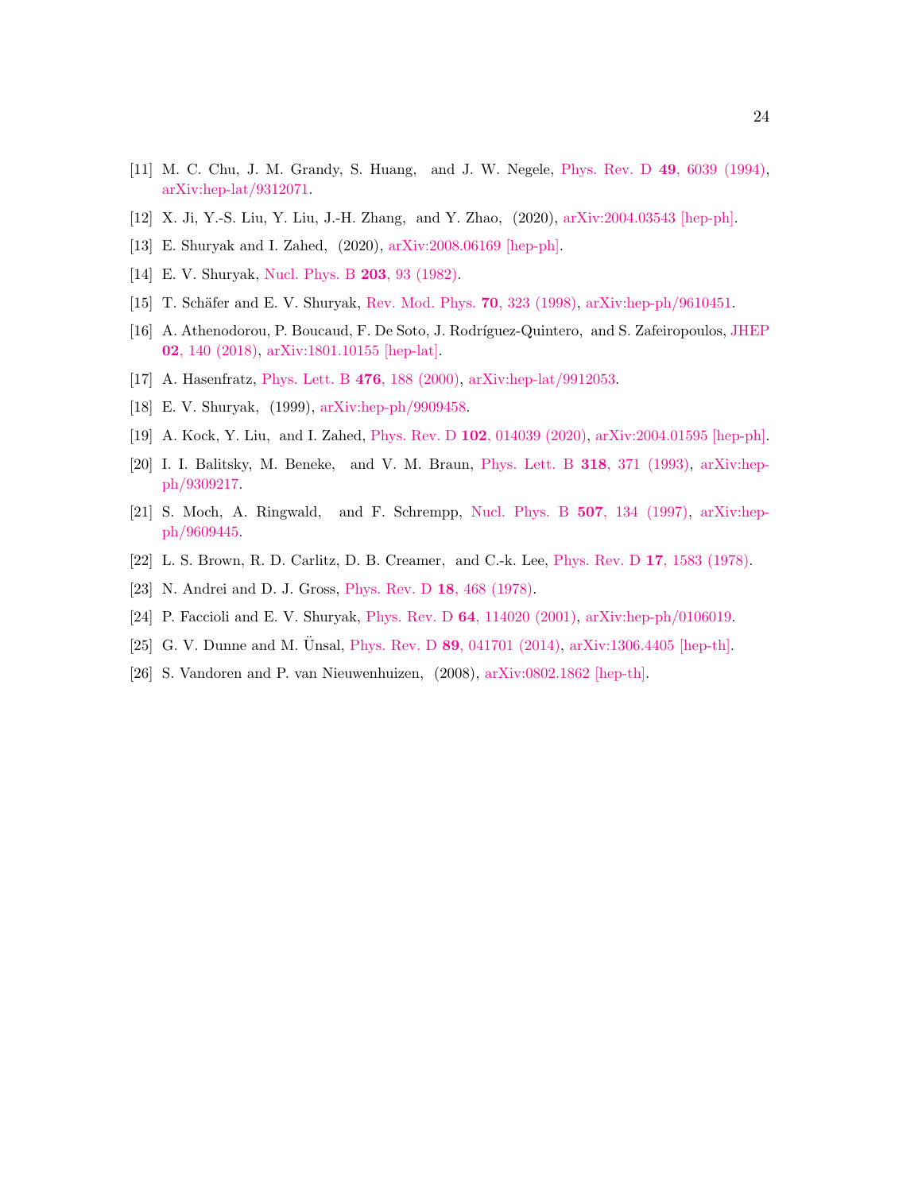[11] M. C. Chu, J. M. Grandy, S. Huang, and J. W. Negele, Phys. Rev. D **49**, 6039 (1994), arXiv:hep-lat/9312071.

[12] X. Ji, Y.-S. Liu, Y. Liu, J.-H. Zhang, and Y. Zhao, (2020), arXiv:2004.03543 [hep-ph].

[13] E. Shuryak and I. Zahed, (2020), arXiv:2008.06169 [hep-ph].

[14] E. V. Shuryak, Nucl. Phys. B **203**, 93 (1982).

[15] T. Schäfer and E. V. Shuryak, Rev. Mod. Phys. **70**, 323 (1998), arXiv:hep-ph/9610451.

[16] A. Athenodorou, P. Boucaud, F. De Soto, J. Rodríguez-Quintero, and S. Zafeiropoulos, JHEP **02**, 140 (2018), arXiv:1801.10155 [hep-lat].

[17] A. Hasenfratz, Phys. Lett. B **476**, 188 (2000), arXiv:hep-lat/9912053.

[18] E. V. Shuryak, (1999), arXiv:hep-ph/9909458.

[19] A. Kock, Y. Liu, and I. Zahed, Phys. Rev. D **102**, 014039 (2020), arXiv:2004.01595 [hep-ph].

[20] I. I. Balitsky, M. Beneke, and V. M. Braun, Phys. Lett. B **318**, 371 (1993), arXiv:hep-ph/9309217.

[21] S. Moch, A. Ringwald, and F. Schrempp, Nucl. Phys. B **507**, 134 (1997), arXiv:hep-ph/9609445.

[22] L. S. Brown, R. D. Carlitz, D. B. Creamer, and C.-k. Lee, Phys. Rev. D **17**, 1583 (1978).

[23] N. Andrei and D. J. Gross, Phys. Rev. D **18**, 468 (1978).

[24] P. Faccioli and E. V. Shuryak, Phys. Rev. D **64**, 114020 (2001), arXiv:hep-ph/0106019.

[25] G. V. Dunne and M. Ünsal, Phys. Rev. D **89**, 041701 (2014), arXiv:1306.4405 [hep-th].

[26] S. Vandoren and P. van Nieuwenhuizen, (2008), arXiv:0802.1862 [hep-th].